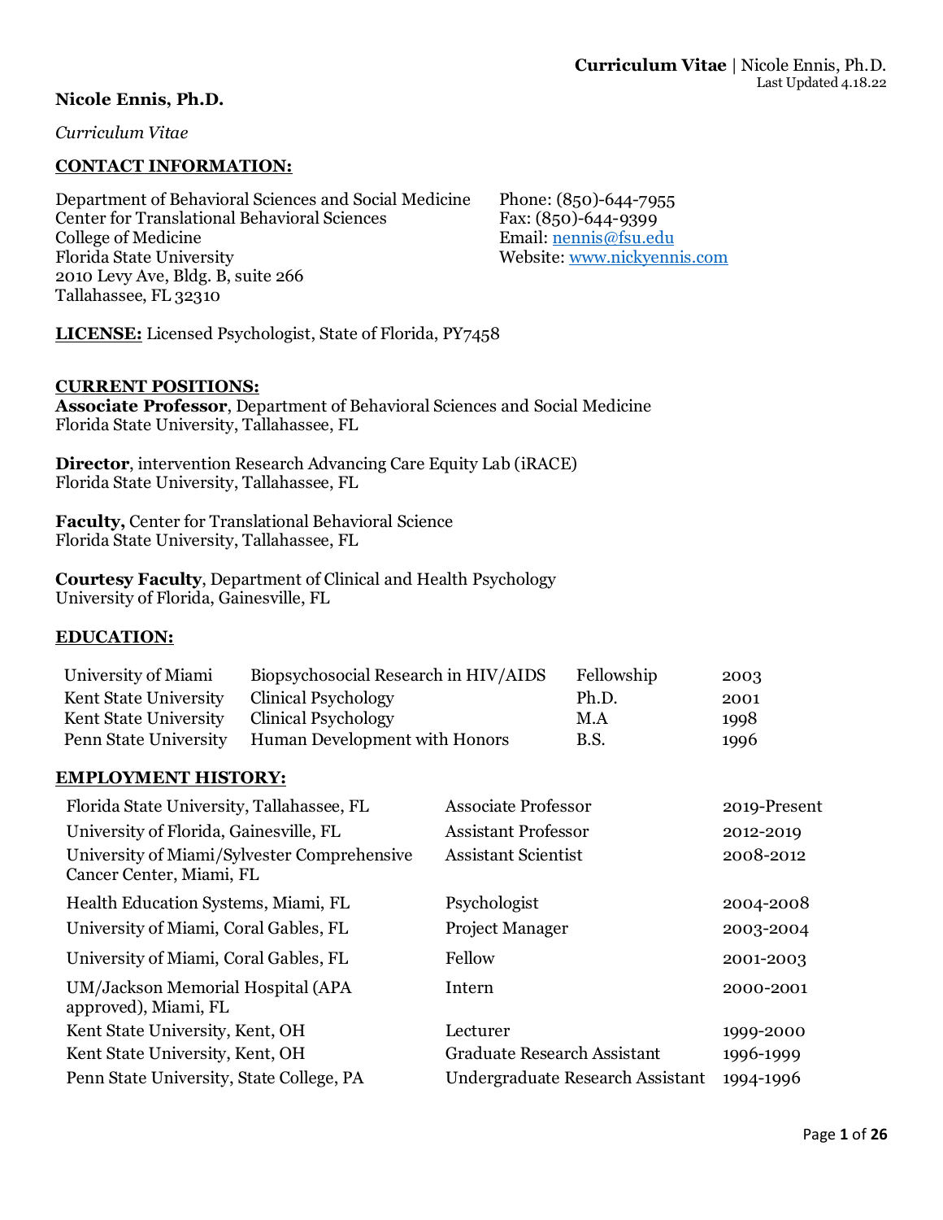**Curriculum Vitae** | Nicole Ennis, Ph.D.
Last Updated 4.18.22

# Nicole Ennis, Ph.D.

*Curriculum Vitae*

## CONTACT INFORMATION:

Department of Behavioral Sciences and Social Medicine
Center for Translational Behavioral Sciences
College of Medicine
Florida State University
2010 Levy Ave, Bldg. B, suite 266
Tallahassee, FL 32310

Phone: (850)-644-7955
Fax: (850)-644-9399
Email: nennis@fsu.edu
Website: www.nickyennis.com

**LICENSE:** Licensed Psychologist, State of Florida, PY7458

## CURRENT POSITIONS:

**Associate Professor**, Department of Behavioral Sciences and Social Medicine
Florida State University, Tallahassee, FL

**Director**, intervention Research Advancing Care Equity Lab (iRACE)
Florida State University, Tallahassee, FL

**Faculty,** Center for Translational Behavioral Science
Florida State University, Tallahassee, FL

**Courtesy Faculty**, Department of Clinical and Health Psychology
University of Florida, Gainesville, FL

## EDUCATION:

| | | | |
|---|---|---|---|
| University of Miami | Biopsychosocial Research in HIV/AIDS | Fellowship | 2003 |
| Kent State University | Clinical Psychology | Ph.D. | 2001 |
| Kent State University | Clinical Psychology | M.A | 1998 |
| Penn State University | Human Development with Honors | B.S. | 1996 |

## EMPLOYMENT HISTORY:

| | | |
|---|---|---|
| Florida State University, Tallahassee, FL | Associate Professor | 2019-Present |
| University of Florida, Gainesville, FL | Assistant Professor | 2012-2019 |
| University of Miami/Sylvester Comprehensive Cancer Center, Miami, FL | Assistant Scientist | 2008-2012 |
| Health Education Systems, Miami, FL | Psychologist | 2004-2008 |
| University of Miami, Coral Gables, FL | Project Manager | 2003-2004 |
| University of Miami, Coral Gables, FL | Fellow | 2001-2003 |
| UM/Jackson Memorial Hospital (APA approved), Miami, FL | Intern | 2000-2001 |
| Kent State University, Kent, OH | Lecturer | 1999-2000 |
| Kent State University, Kent, OH | Graduate Research Assistant | 1996-1999 |
| Penn State University, State College, PA | Undergraduate Research Assistant | 1994-1996 |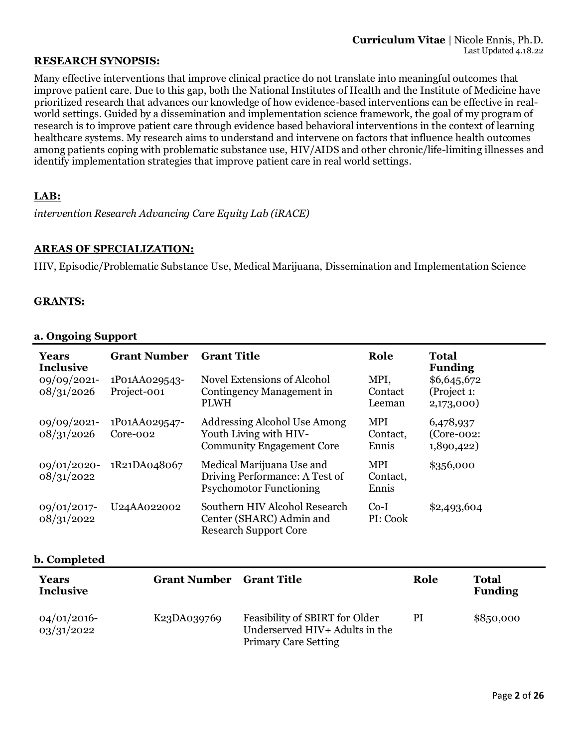## RESEARCH SYNOPSIS:

Many effective interventions that improve clinical practice do not translate into meaningful outcomes that improve patient care. Due to this gap, both the National Institutes of Health and the Institute of Medicine have prioritized research that advances our knowledge of how evidence-based interventions can be effective in real-world settings. Guided by a dissemination and implementation science framework, the goal of my program of research is to improve patient care through evidence based behavioral interventions in the context of learning healthcare systems. My research aims to understand and intervene on factors that influence health outcomes among patients coping with problematic substance use, HIV/AIDS and other chronic/life-limiting illnesses and identify implementation strategies that improve patient care in real world settings.

## LAB:

*intervention Research Advancing Care Equity Lab (iRACE)*

## AREAS OF SPECIALIZATION:

HIV, Episodic/Problematic Substance Use, Medical Marijuana, Dissemination and Implementation Science

## GRANTS:

### a. Ongoing Support

| Years Inclusive | Grant Number | Grant Title | Role | Total Funding |
|---|---|---|---|---|
| 09/09/2021-08/31/2026 | 1P01AA029543-Project-001 | Novel Extensions of Alcohol Contingency Management in PLWH | MPI, Contact Leeman | $6,645,672 (Project 1: 2,173,000) |
| 09/09/2021-08/31/2026 | 1P01AA029547-Core-002 | Addressing Alcohol Use Among Youth Living with HIV-Community Engagement Core | MPI Contact, Ennis | 6,478,937 (Core-002: 1,890,422) |
| 09/01/2020-08/31/2022 | 1R21DA048067 | Medical Marijuana Use and Driving Performance: A Test of Psychomotor Functioning | MPI Contact, Ennis | $356,000 |
| 09/01/2017-08/31/2022 | U24AA022002 | Southern HIV Alcohol Research Center (SHARC) Admin and Research Support Core | Co-I PI: Cook | $2,493,604 |

### b. Completed

| Years Inclusive | Grant Number | Grant Title | Role | Total Funding |
|---|---|---|---|---|
| 04/01/2016-03/31/2022 | K23DA039769 | Feasibility of SBIRT for Older Underserved HIV+ Adults in the Primary Care Setting | PI | $850,000 |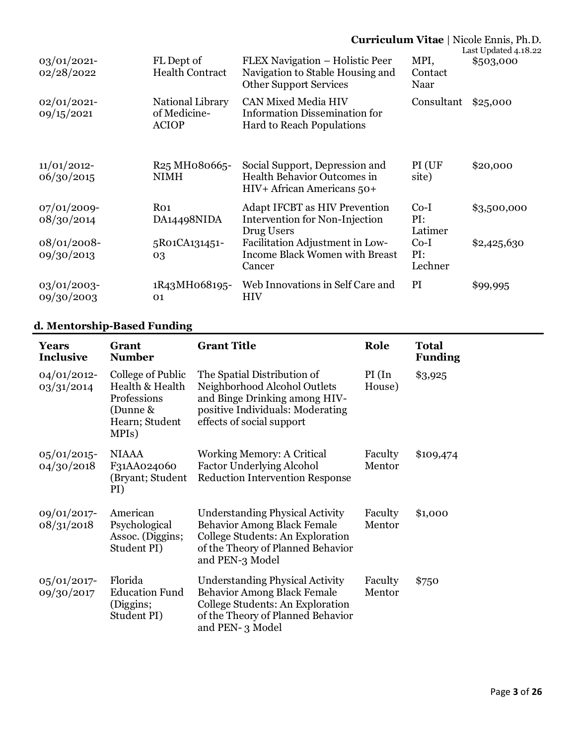| | | | | |
|---|---|---|---|---|
| 03/01/2021-02/28/2022 | FL Dept of Health Contract | FLEX Navigation – Holistic Peer Navigation to Stable Housing and Other Support Services | MPI, Contact Naar | $503,000 |
| 02/01/2021-09/15/2021 | National Library of Medicine-ACIOP | CAN Mixed Media HIV Information Dissemination for Hard to Reach Populations | Consultant | $25,000 |
| 11/01/2012-06/30/2015 | R25 MH080665-NIMH | Social Support, Depression and Health Behavior Outcomes in HIV+ African Americans 50+ | PI (UF site) | $20,000 |
| 07/01/2009-08/30/2014 | R01 DA14498NIDA | Adapt IFCBT as HIV Prevention Intervention for Non-Injection Drug Users | Co-I PI: Latimer | $3,500,000 |
| 08/01/2008-09/30/2013 | 5R01CA131451-03 | Facilitation Adjustment in Low-Income Black Women with Breast Cancer | Co-I PI: Lechner | $2,425,630 |
| 03/01/2003-09/30/2003 | 1R43MH068195-01 | Web Innovations in Self Care and HIV | PI | $99,995 |

## d. Mentorship-Based Funding

| Years Inclusive | Grant Number | Grant Title | Role | Total Funding |
|---|---|---|---|---|
| 04/01/2012-03/31/2014 | College of Public Health & Health Professions (Dunne & Hearn; Student MPIs) | The Spatial Distribution of Neighborhood Alcohol Outlets and Binge Drinking among HIV-positive Individuals: Moderating effects of social support | PI (In House) | $3,925 |
| 05/01/2015-04/30/2018 | NIAAA F31AA024060 (Bryant; Student PI) | Working Memory: A Critical Factor Underlying Alcohol Reduction Intervention Response | Faculty Mentor | $109,474 |
| 09/01/2017-08/31/2018 | American Psychological Assoc. (Diggins; Student PI) | Understanding Physical Activity Behavior Among Black Female College Students: An Exploration of the Theory of Planned Behavior and PEN-3 Model | Faculty Mentor | $1,000 |
| 05/01/2017-09/30/2017 | Florida Education Fund (Diggins; Student PI) | Understanding Physical Activity Behavior Among Black Female College Students: An Exploration of the Theory of Planned Behavior and PEN- 3 Model | Faculty Mentor | $750 |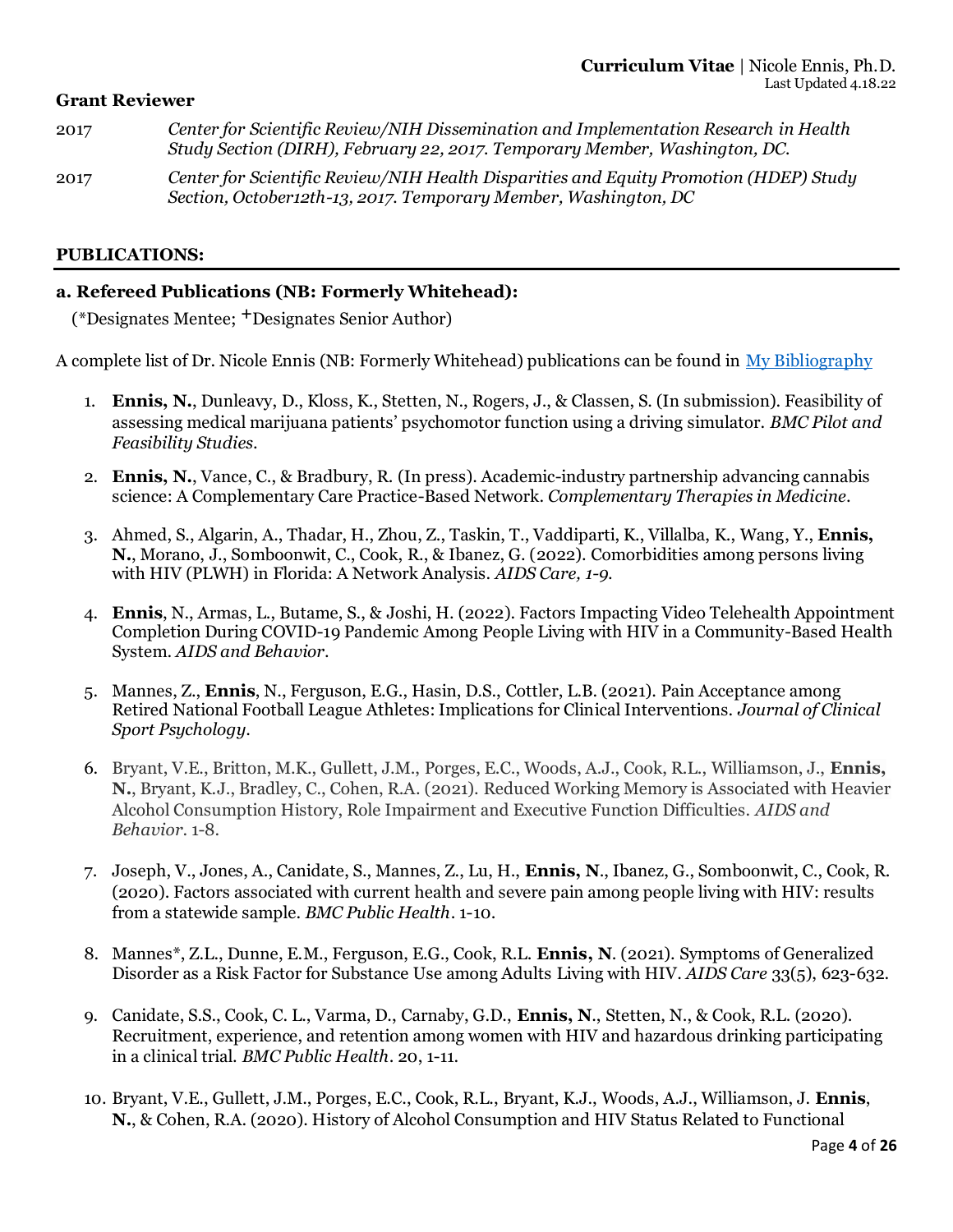### Grant Reviewer

2017 *Center for Scientific Review/NIH Dissemination and Implementation Research in Health Study Section (DIRH), February 22, 2017. Temporary Member, Washington, DC.*

2017 *Center for Scientific Review/NIH Health Disparities and Equity Promotion (HDEP) Study Section, October12th-13, 2017. Temporary Member, Washington, DC*

## PUBLICATIONS:

### a. Refereed Publications (NB: Formerly Whitehead):

(*Designates Mentee; +Designates Senior Author)

A complete list of Dr. Nicole Ennis (NB: Formerly Whitehead) publications can be found in [My Bibliography]

1. **Ennis, N.**, Dunleavy, D., Kloss, K., Stetten, N., Rogers, J., & Classen, S. (In submission). Feasibility of assessing medical marijuana patients' psychomotor function using a driving simulator. *BMC Pilot and Feasibility Studies*.

2. **Ennis, N.**, Vance, C., & Bradbury, R. (In press). Academic-industry partnership advancing cannabis science: A Complementary Care Practice-Based Network. *Complementary Therapies in Medicine*.

3. Ahmed, S., Algarin, A., Thadar, H., Zhou, Z., Taskin, T., Vaddiparti, K., Villalba, K., Wang, Y., **Ennis, N.**, Morano, J., Somboonwit, C., Cook, R., & Ibanez, G. (2022). Comorbidities among persons living with HIV (PLWH) in Florida: A Network Analysis. *AIDS Care, 1-9*.

4. **Ennis**, N., Armas, L., Butame, S., & Joshi, H. (2022). Factors Impacting Video Telehealth Appointment Completion During COVID-19 Pandemic Among People Living with HIV in a Community-Based Health System. *AIDS and Behavior*.

5. Mannes, Z., **Ennis**, N., Ferguson, E.G., Hasin, D.S., Cottler, L.B. (2021). Pain Acceptance among Retired National Football League Athletes: Implications for Clinical Interventions. *Journal of Clinical Sport Psychology*.

6. Bryant, V.E., Britton, M.K., Gullett, J.M., Porges, E.C., Woods, A.J., Cook, R.L., Williamson, J., **Ennis, N.**, Bryant, K.J., Bradley, C., Cohen, R.A. (2021). Reduced Working Memory is Associated with Heavier Alcohol Consumption History, Role Impairment and Executive Function Difficulties. *AIDS and Behavior*. 1-8.

7. Joseph, V., Jones, A., Canidate, S., Mannes, Z., Lu, H., **Ennis, N**., Ibanez, G., Somboonwit, C., Cook, R. (2020). Factors associated with current health and severe pain among people living with HIV: results from a statewide sample. *BMC Public Health*. 1-10.

8. Mannes*, Z.L., Dunne, E.M., Ferguson, E.G., Cook, R.L. **Ennis, N**. (2021). Symptoms of Generalized Disorder as a Risk Factor for Substance Use among Adults Living with HIV. *AIDS Care* 33(5), 623-632.

9. Canidate, S.S., Cook, C. L., Varma, D., Carnaby, G.D., **Ennis, N**., Stetten, N., & Cook, R.L. (2020). Recruitment, experience, and retention among women with HIV and hazardous drinking participating in a clinical trial. *BMC Public Health*. 20, 1-11.

10. Bryant, V.E., Gullett, J.M., Porges, E.C., Cook, R.L., Bryant, K.J., Woods, A.J., Williamson, J. **Ennis**, **N.**, & Cohen, R.A. (2020). History of Alcohol Consumption and HIV Status Related to Functional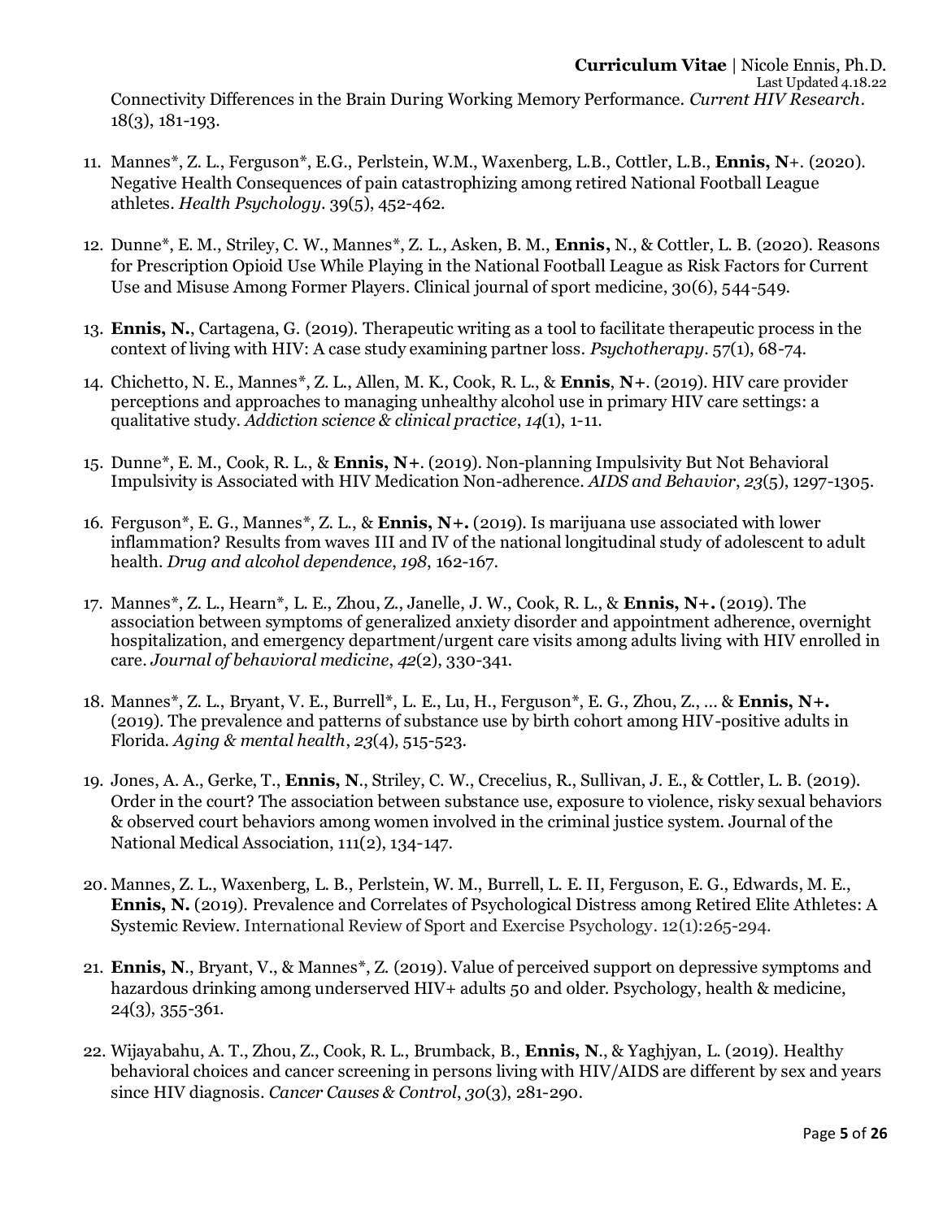Connectivity Differences in the Brain During Working Memory Performance. *Current HIV Research*. 18(3), 181-193.

11. Mannes*, Z. L., Ferguson*, E.G., Perlstein, W.M., Waxenberg, L.B., Cottler, L.B., **Ennis, N**+. (2020). Negative Health Consequences of pain catastrophizing among retired National Football League athletes. *Health Psychology*. 39(5), 452-462.

12. Dunne*, E. M., Striley, C. W., Mannes*, Z. L., Asken, B. M., **Ennis,** N., & Cottler, L. B. (2020). Reasons for Prescription Opioid Use While Playing in the National Football League as Risk Factors for Current Use and Misuse Among Former Players. Clinical journal of sport medicine, 30(6), 544-549.

13. **Ennis, N.**, Cartagena, G. (2019). Therapeutic writing as a tool to facilitate therapeutic process in the context of living with HIV: A case study examining partner loss. *Psychotherapy*. 57(1), 68-74.

14. Chichetto, N. E., Mannes*, Z. L., Allen, M. K., Cook, R. L., & **Ennis**, **N+**. (2019). HIV care provider perceptions and approaches to managing unhealthy alcohol use in primary HIV care settings: a qualitative study. *Addiction science & clinical practice*, *14*(1), 1-11.

15. Dunne*, E. M., Cook, R. L., & **Ennis, N+**. (2019). Non-planning Impulsivity But Not Behavioral Impulsivity is Associated with HIV Medication Non-adherence. *AIDS and Behavior*, *23*(5), 1297-1305.

16. Ferguson*, E. G., Mannes*, Z. L., & **Ennis, N+.** (2019). Is marijuana use associated with lower inflammation? Results from waves III and IV of the national longitudinal study of adolescent to adult health. *Drug and alcohol dependence*, *198*, 162-167.

17. Mannes*, Z. L., Hearn*, L. E., Zhou, Z., Janelle, J. W., Cook, R. L., & **Ennis, N+.** (2019). The association between symptoms of generalized anxiety disorder and appointment adherence, overnight hospitalization, and emergency department/urgent care visits among adults living with HIV enrolled in care. *Journal of behavioral medicine*, *42*(2), 330-341.

18. Mannes*, Z. L., Bryant, V. E., Burrell*, L. E., Lu, H., Ferguson*, E. G., Zhou, Z., ... & **Ennis, N+.** (2019). The prevalence and patterns of substance use by birth cohort among HIV-positive adults in Florida. *Aging & mental health*, *23*(4), 515-523.

19. Jones, A. A., Gerke, T., **Ennis, N**., Striley, C. W., Crecelius, R., Sullivan, J. E., & Cottler, L. B. (2019). Order in the court? The association between substance use, exposure to violence, risky sexual behaviors & observed court behaviors among women involved in the criminal justice system. Journal of the National Medical Association, 111(2), 134-147.

20. Mannes, Z. L., Waxenberg, L. B., Perlstein, W. M., Burrell, L. E. II, Ferguson, E. G., Edwards, M. E., **Ennis, N.** (2019). Prevalence and Correlates of Psychological Distress among Retired Elite Athletes: A Systemic Review. International Review of Sport and Exercise Psychology. 12(1):265-294.

21. **Ennis, N**., Bryant, V., & Mannes*, Z. (2019). Value of perceived support on depressive symptoms and hazardous drinking among underserved HIV+ adults 50 and older. Psychology, health & medicine, 24(3), 355-361.

22. Wijayabahu, A. T., Zhou, Z., Cook, R. L., Brumback, B., **Ennis, N**., & Yaghjyan, L. (2019). Healthy behavioral choices and cancer screening in persons living with HIV/AIDS are different by sex and years since HIV diagnosis. *Cancer Causes & Control*, *30*(3), 281-290.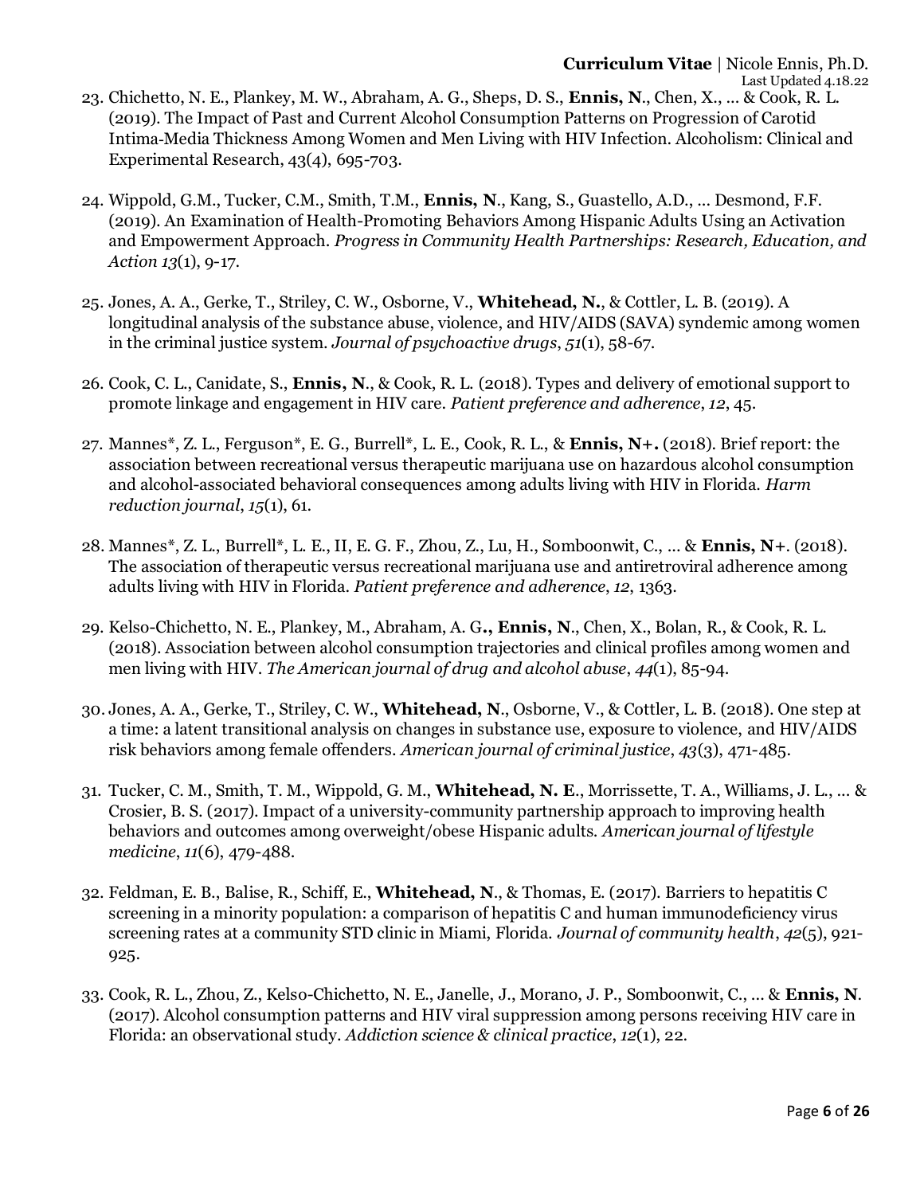23. Chichetto, N. E., Plankey, M. W., Abraham, A. G., Sheps, D. S., **Ennis, N**., Chen, X., ... & Cook, R. L. (2019). The Impact of Past and Current Alcohol Consumption Patterns on Progression of Carotid Intima-Media Thickness Among Women and Men Living with HIV Infection. Alcoholism: Clinical and Experimental Research, 43(4), 695-703.

24. Wippold, G.M., Tucker, C.M., Smith, T.M., **Ennis, N**., Kang, S., Guastello, A.D., ... Desmond, F.F. (2019). An Examination of Health-Promoting Behaviors Among Hispanic Adults Using an Activation and Empowerment Approach. *Progress in Community Health Partnerships: Research, Education, and Action 13*(1), 9-17.

25. Jones, A. A., Gerke, T., Striley, C. W., Osborne, V., **Whitehead, N.**, & Cottler, L. B. (2019). A longitudinal analysis of the substance abuse, violence, and HIV/AIDS (SAVA) syndemic among women in the criminal justice system. *Journal of psychoactive drugs*, *51*(1), 58-67.

26. Cook, C. L., Canidate, S., **Ennis, N**., & Cook, R. L. (2018). Types and delivery of emotional support to promote linkage and engagement in HIV care. *Patient preference and adherence*, *12*, 45.

27. Mannes*, Z. L., Ferguson*, E. G., Burrell*, L. E., Cook, R. L., & **Ennis, N+.** (2018). Brief report: the association between recreational versus therapeutic marijuana use on hazardous alcohol consumption and alcohol-associated behavioral consequences among adults living with HIV in Florida. *Harm reduction journal*, *15*(1), 61.

28. Mannes*, Z. L., Burrell*, L. E., II, E. G. F., Zhou, Z., Lu, H., Somboonwit, C., ... & **Ennis, N+**. (2018). The association of therapeutic versus recreational marijuana use and antiretroviral adherence among adults living with HIV in Florida. *Patient preference and adherence*, *12*, 1363.

29. Kelso-Chichetto, N. E., Plankey, M., Abraham, A. G**., Ennis, N**., Chen, X., Bolan, R., & Cook, R. L. (2018). Association between alcohol consumption trajectories and clinical profiles among women and men living with HIV. *The American journal of drug and alcohol abuse*, *44*(1), 85-94.

30. Jones, A. A., Gerke, T., Striley, C. W., **Whitehead, N**., Osborne, V., & Cottler, L. B. (2018). One step at a time: a latent transitional analysis on changes in substance use, exposure to violence, and HIV/AIDS risk behaviors among female offenders. *American journal of criminal justice*, *43*(3), 471-485.

31. Tucker, C. M., Smith, T. M., Wippold, G. M., **Whitehead, N. E**., Morrissette, T. A., Williams, J. L., ... & Crosier, B. S. (2017). Impact of a university-community partnership approach to improving health behaviors and outcomes among overweight/obese Hispanic adults. *American journal of lifestyle medicine*, *11*(6), 479-488.

32. Feldman, E. B., Balise, R., Schiff, E., **Whitehead, N**., & Thomas, E. (2017). Barriers to hepatitis C screening in a minority population: a comparison of hepatitis C and human immunodeficiency virus screening rates at a community STD clinic in Miami, Florida. *Journal of community health*, *42*(5), 921-925.

33. Cook, R. L., Zhou, Z., Kelso-Chichetto, N. E., Janelle, J., Morano, J. P., Somboonwit, C., ... & **Ennis, N**. (2017). Alcohol consumption patterns and HIV viral suppression among persons receiving HIV care in Florida: an observational study. *Addiction science & clinical practice*, *12*(1), 22.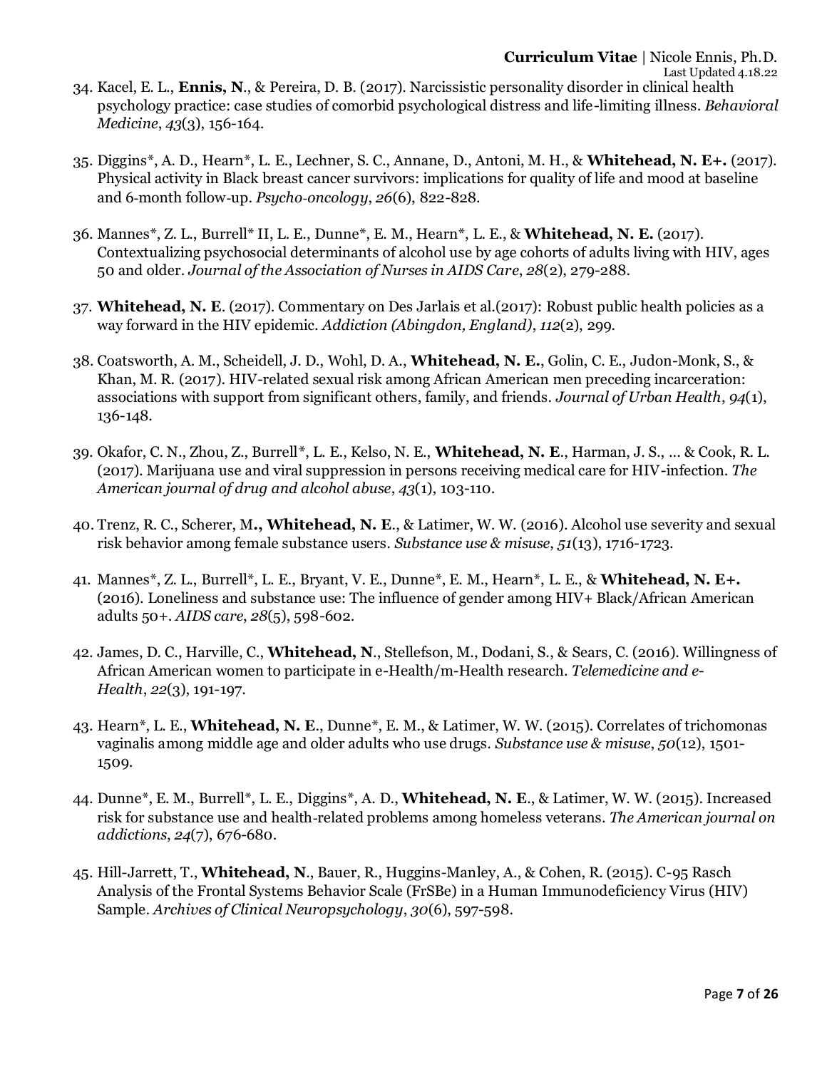34. Kacel, E. L., **Ennis, N**., & Pereira, D. B. (2017). Narcissistic personality disorder in clinical health psychology practice: case studies of comorbid psychological distress and life-limiting illness. *Behavioral Medicine*, *43*(3), 156-164.

35. Diggins*, A. D., Hearn*, L. E., Lechner, S. C., Annane, D., Antoni, M. H., & **Whitehead, N. E+.** (2017). Physical activity in Black breast cancer survivors: implications for quality of life and mood at baseline and 6-month follow-up. *Psycho-oncology*, *26*(6), 822-828.

36. Mannes*, Z. L., Burrell* II, L. E., Dunne*, E. M., Hearn*, L. E., & **Whitehead, N. E.** (2017). Contextualizing psychosocial determinants of alcohol use by age cohorts of adults living with HIV, ages 50 and older. *Journal of the Association of Nurses in AIDS Care*, *28*(2), 279-288.

37. **Whitehead, N. E**. (2017). Commentary on Des Jarlais et al.(2017): Robust public health policies as a way forward in the HIV epidemic. *Addiction (Abingdon, England)*, *112*(2), 299.

38. Coatsworth, A. M., Scheidell, J. D., Wohl, D. A., **Whitehead, N. E.**, Golin, C. E., Judon-Monk, S., & Khan, M. R. (2017). HIV-related sexual risk among African American men preceding incarceration: associations with support from significant others, family, and friends. *Journal of Urban Health*, *94*(1), 136-148.

39. Okafor, C. N., Zhou, Z., Burrell*, L. E., Kelso, N. E., **Whitehead, N. E**., Harman, J. S., ... & Cook, R. L. (2017). Marijuana use and viral suppression in persons receiving medical care for HIV-infection. *The American journal of drug and alcohol abuse*, *43*(1), 103-110.

40. Trenz, R. C., Scherer, M**., Whitehead, N. E**., & Latimer, W. W. (2016). Alcohol use severity and sexual risk behavior among female substance users. *Substance use & misuse*, *51*(13), 1716-1723.

41. Mannes*, Z. L., Burrell*, L. E., Bryant, V. E., Dunne*, E. M., Hearn*, L. E., & **Whitehead, N. E+.** (2016). Loneliness and substance use: The influence of gender among HIV+ Black/African American adults 50+. *AIDS care*, *28*(5), 598-602.

42. James, D. C., Harville, C., **Whitehead, N**., Stellefson, M., Dodani, S., & Sears, C. (2016). Willingness of African American women to participate in e-Health/m-Health research. *Telemedicine and e-Health*, *22*(3), 191-197.

43. Hearn*, L. E., **Whitehead, N. E**., Dunne*, E. M., & Latimer, W. W. (2015). Correlates of trichomonas vaginalis among middle age and older adults who use drugs. *Substance use & misuse*, *50*(12), 1501-1509.

44. Dunne*, E. M., Burrell*, L. E., Diggins*, A. D., **Whitehead, N. E**., & Latimer, W. W. (2015). Increased risk for substance use and health-related problems among homeless veterans. *The American journal on addictions*, *24*(7), 676-680.

45. Hill-Jarrett, T., **Whitehead, N**., Bauer, R., Huggins-Manley, A., & Cohen, R. (2015). C-95 Rasch Analysis of the Frontal Systems Behavior Scale (FrSBe) in a Human Immunodeficiency Virus (HIV) Sample. *Archives of Clinical Neuropsychology*, *30*(6), 597-598.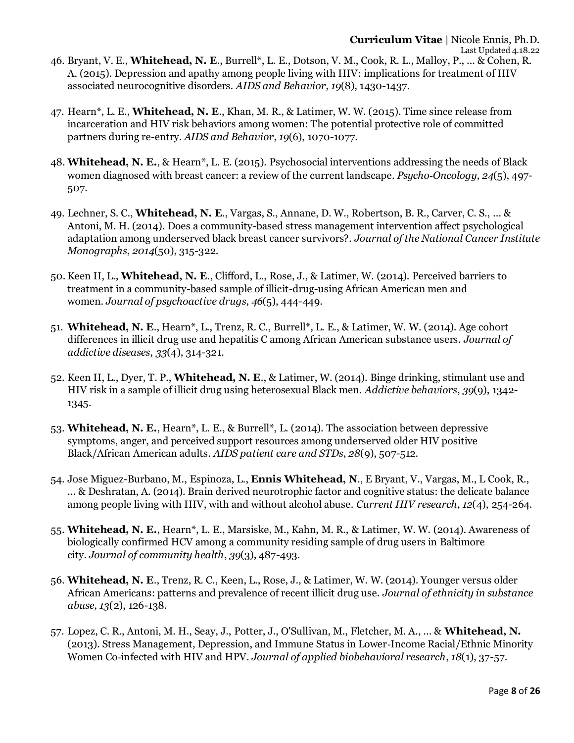46. Bryant, V. E., **Whitehead, N. E**., Burrell*, L. E., Dotson, V. M., Cook, R. L., Malloy, P., ... & Cohen, R. A. (2015). Depression and apathy among people living with HIV: implications for treatment of HIV associated neurocognitive disorders. *AIDS and Behavior*, *19*(8), 1430-1437.

47. Hearn*, L. E., **Whitehead, N. E**., Khan, M. R., & Latimer, W. W. (2015). Time since release from incarceration and HIV risk behaviors among women: The potential protective role of committed partners during re-entry. *AIDS and Behavior*, *19*(6), 1070-1077.

48. **Whitehead, N. E.**, & Hearn*, L. E. (2015). Psychosocial interventions addressing the needs of Black women diagnosed with breast cancer: a review of the current landscape. *Psycho-Oncology*, *24*(5), 497-507.

49. Lechner, S. C., **Whitehead, N. E**., Vargas, S., Annane, D. W., Robertson, B. R., Carver, C. S., ... & Antoni, M. H. (2014). Does a community-based stress management intervention affect psychological adaptation among underserved black breast cancer survivors?. *Journal of the National Cancer Institute Monographs*, *2014*(50), 315-322.

50. Keen II, L., **Whitehead, N. E**., Clifford, L., Rose, J., & Latimer, W. (2014). Perceived barriers to treatment in a community-based sample of illicit-drug-using African American men and women. *Journal of psychoactive drugs*, *46*(5), 444-449.

51. **Whitehead, N. E**., Hearn*, L., Trenz, R. C., Burrell*, L. E., & Latimer, W. W. (2014). Age cohort differences in illicit drug use and hepatitis C among African American substance users. *Journal of addictive diseases*, *33*(4), 314-321.

52. Keen II, L., Dyer, T. P., **Whitehead, N. E**., & Latimer, W. (2014). Binge drinking, stimulant use and HIV risk in a sample of illicit drug using heterosexual Black men. *Addictive behaviors*, *39*(9), 1342-1345.

53. **Whitehead, N. E.**, Hearn*, L. E., & Burrell*, L. (2014). The association between depressive symptoms, anger, and perceived support resources among underserved older HIV positive Black/African American adults. *AIDS patient care and STDs*, *28*(9), 507-512.

54. Jose Miguez-Burbano, M., Espinoza, L., **Ennis Whitehead, N**., E Bryant, V., Vargas, M., L Cook, R., ... & Deshratan, A. (2014). Brain derived neurotrophic factor and cognitive status: the delicate balance among people living with HIV, with and without alcohol abuse. *Current HIV research*, *12*(4), 254-264.

55. **Whitehead, N. E.**, Hearn*, L. E., Marsiske, M., Kahn, M. R., & Latimer, W. W. (2014). Awareness of biologically confirmed HCV among a community residing sample of drug users in Baltimore city. *Journal of community health*, *39*(3), 487-493.

56. **Whitehead, N. E**., Trenz, R. C., Keen, L., Rose, J., & Latimer, W. W. (2014). Younger versus older African Americans: patterns and prevalence of recent illicit drug use. *Journal of ethnicity in substance abuse*, *13*(2), 126-138.

57. Lopez, C. R., Antoni, M. H., Seay, J., Potter, J., O'Sullivan, M., Fletcher, M. A., ... & **Whitehead, N.** (2013). Stress Management, Depression, and Immune Status in Lower-Income Racial/Ethnic Minority Women Co-infected with HIV and HPV. *Journal of applied biobehavioral research*, *18*(1), 37-57.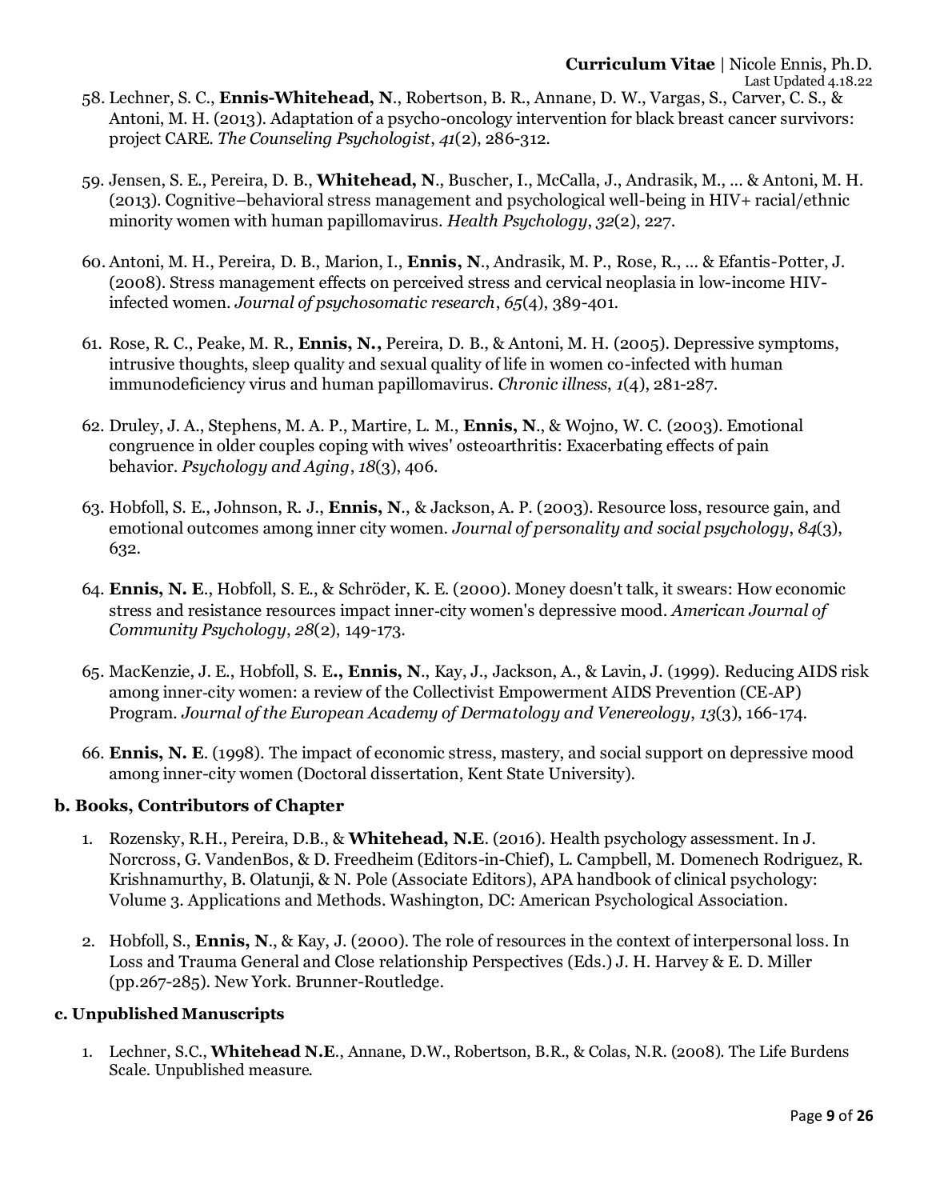58. Lechner, S. C., **Ennis-Whitehead, N**., Robertson, B. R., Annane, D. W., Vargas, S., Carver, C. S., & Antoni, M. H. (2013). Adaptation of a psycho-oncology intervention for black breast cancer survivors: project CARE. *The Counseling Psychologist*, *41*(2), 286-312.

59. Jensen, S. E., Pereira, D. B., **Whitehead, N**., Buscher, I., McCalla, J., Andrasik, M., ... & Antoni, M. H. (2013). Cognitive–behavioral stress management and psychological well-being in HIV+ racial/ethnic minority women with human papillomavirus. *Health Psychology*, *32*(2), 227.

60. Antoni, M. H., Pereira, D. B., Marion, I., **Ennis, N**., Andrasik, M. P., Rose, R., ... & Efantis-Potter, J. (2008). Stress management effects on perceived stress and cervical neoplasia in low-income HIV-infected women. *Journal of psychosomatic research*, *65*(4), 389-401.

61. Rose, R. C., Peake, M. R., **Ennis, N.,** Pereira, D. B., & Antoni, M. H. (2005). Depressive symptoms, intrusive thoughts, sleep quality and sexual quality of life in women co-infected with human immunodeficiency virus and human papillomavirus. *Chronic illness*, *1*(4), 281-287.

62. Druley, J. A., Stephens, M. A. P., Martire, L. M., **Ennis, N**., & Wojno, W. C. (2003). Emotional congruence in older couples coping with wives' osteoarthritis: Exacerbating effects of pain behavior. *Psychology and Aging*, *18*(3), 406.

63. Hobfoll, S. E., Johnson, R. J., **Ennis, N**., & Jackson, A. P. (2003). Resource loss, resource gain, and emotional outcomes among inner city women. *Journal of personality and social psychology*, *84*(3), 632.

64. **Ennis, N. E**., Hobfoll, S. E., & Schröder, K. E. (2000). Money doesn't talk, it swears: How economic stress and resistance resources impact inner-city women's depressive mood. *American Journal of Community Psychology*, *28*(2), 149-173.

65. MacKenzie, J. E., Hobfoll, S. E**., Ennis, N**., Kay, J., Jackson, A., & Lavin, J. (1999). Reducing AIDS risk among inner-city women: a review of the Collectivist Empowerment AIDS Prevention (CE-AP) Program. *Journal of the European Academy of Dermatology and Venereology*, *13*(3), 166-174.

66. **Ennis, N. E**. (1998). The impact of economic stress, mastery, and social support on depressive mood among inner-city women (Doctoral dissertation, Kent State University).

### b. Books, Contributors of Chapter

1. Rozensky, R.H., Pereira, D.B., & **Whitehead, N.E**. (2016). Health psychology assessment. In J. Norcross, G. VandenBos, & D. Freedheim (Editors-in-Chief), L. Campbell, M. Domenech Rodriguez, R. Krishnamurthy, B. Olatunji, & N. Pole (Associate Editors), APA handbook of clinical psychology: Volume 3. Applications and Methods. Washington, DC: American Psychological Association.

2. Hobfoll, S., **Ennis, N**., & Kay, J. (2000). The role of resources in the context of interpersonal loss. In Loss and Trauma General and Close relationship Perspectives (Eds.) J. H. Harvey & E. D. Miller (pp.267-285). New York. Brunner-Routledge.

### c. Unpublished Manuscripts

1. Lechner, S.C., **Whitehead N.E**., Annane, D.W., Robertson, B.R., & Colas, N.R. (2008). The Life Burdens Scale. Unpublished measure.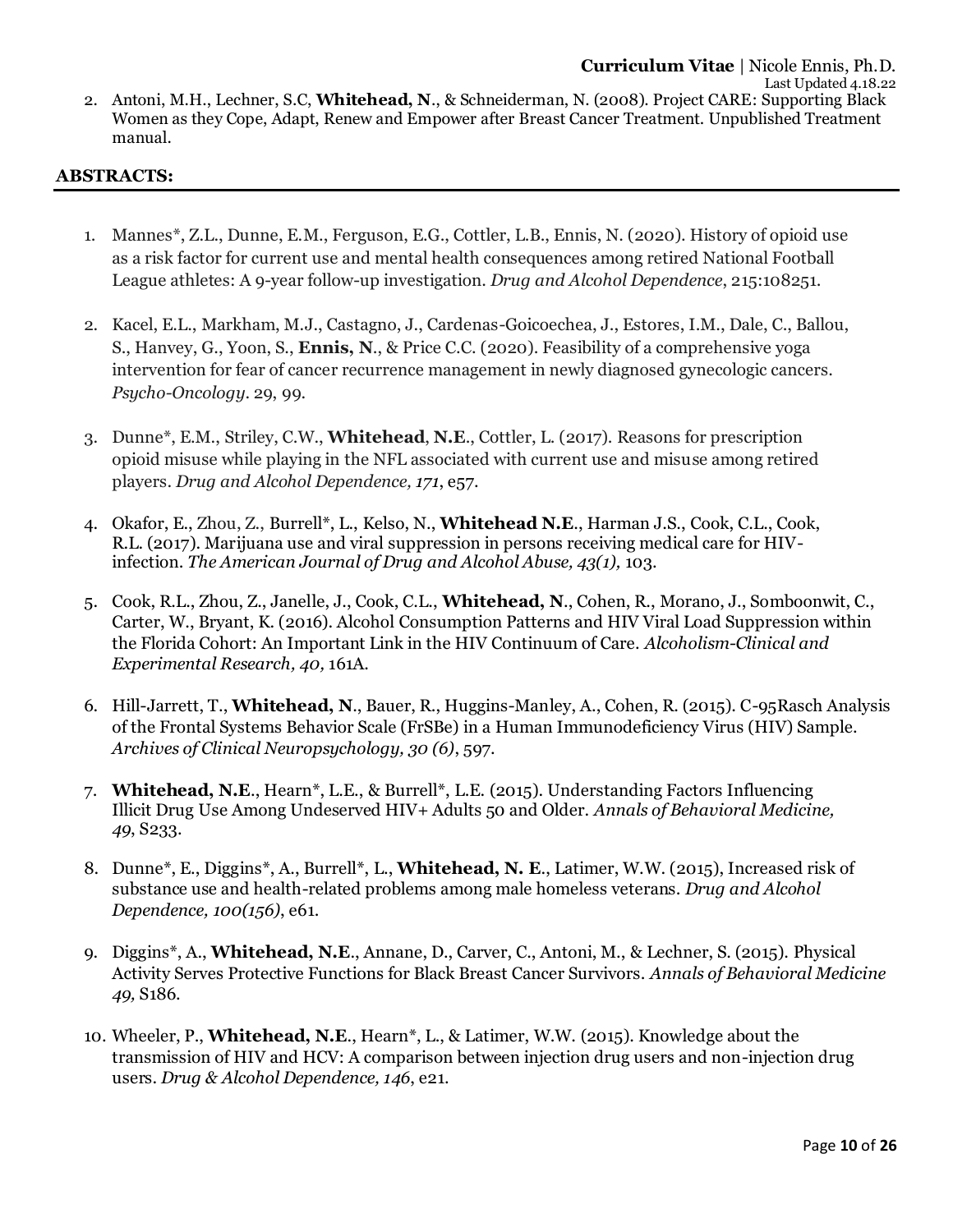2. Antoni, M.H., Lechner, S.C, **Whitehead, N**., & Schneiderman, N. (2008). Project CARE: Supporting Black Women as they Cope, Adapt, Renew and Empower after Breast Cancer Treatment. Unpublished Treatment manual.

## ABSTRACTS:

1. Mannes*, Z.L., Dunne, E.M., Ferguson, E.G., Cottler, L.B., Ennis, N. (2020). History of opioid use as a risk factor for current use and mental health consequences among retired National Football League athletes: A 9-year follow-up investigation. *Drug and Alcohol Dependence*, 215:108251.

2. Kacel, E.L., Markham, M.J., Castagno, J., Cardenas-Goicoechea, J., Estores, I.M., Dale, C., Ballou, S., Hanvey, G., Yoon, S., **Ennis, N**., & Price C.C. (2020). Feasibility of a comprehensive yoga intervention for fear of cancer recurrence management in newly diagnosed gynecologic cancers. *Psycho-Oncology*. 29, 99.

3. Dunne*, E.M., Striley, C.W., **Whitehead**, **N.E**., Cottler, L. (2017). Reasons for prescription opioid misuse while playing in the NFL associated with current use and misuse among retired players. *Drug and Alcohol Dependence, 171*, e57.

4. Okafor, E., Zhou, Z., Burrell*, L., Kelso, N., **Whitehead N.E**., Harman J.S., Cook, C.L., Cook, R.L. (2017). Marijuana use and viral suppression in persons receiving medical care for HIV-infection. *The American Journal of Drug and Alcohol Abuse, 43(1),* 103.

5. Cook, R.L., Zhou, Z., Janelle, J., Cook, C.L., **Whitehead, N**., Cohen, R., Morano, J., Somboonwit, C., Carter, W., Bryant, K. (2016). Alcohol Consumption Patterns and HIV Viral Load Suppression within the Florida Cohort: An Important Link in the HIV Continuum of Care. *Alcoholism-Clinical and Experimental Research, 40,* 161A.

6. Hill-Jarrett, T., **Whitehead, N**., Bauer, R., Huggins-Manley, A., Cohen, R. (2015). C-95Rasch Analysis of the Frontal Systems Behavior Scale (FrSBe) in a Human Immunodeficiency Virus (HIV) Sample. *Archives of Clinical Neuropsychology, 30 (6)*, 597.

7. **Whitehead, N.E**., Hearn*, L.E., & Burrell*, L.E. (2015). Understanding Factors Influencing Illicit Drug Use Among Undeserved HIV+ Adults 50 and Older. *Annals of Behavioral Medicine, 49*, S233.

8. Dunne*, E., Diggins*, A., Burrell*, L., **Whitehead, N. E**., Latimer, W.W. (2015), Increased risk of substance use and health-related problems among male homeless veterans. *Drug and Alcohol Dependence, 100(156)*, e61.

9. Diggins*, A., **Whitehead, N.E**., Annane, D., Carver, C., Antoni, M., & Lechner, S. (2015). Physical Activity Serves Protective Functions for Black Breast Cancer Survivors. *Annals of Behavioral Medicine 49,* S186.

10. Wheeler, P., **Whitehead, N.E**., Hearn*, L., & Latimer, W.W. (2015). Knowledge about the transmission of HIV and HCV: A comparison between injection drug users and non-injection drug users. *Drug & Alcohol Dependence, 146*, e21.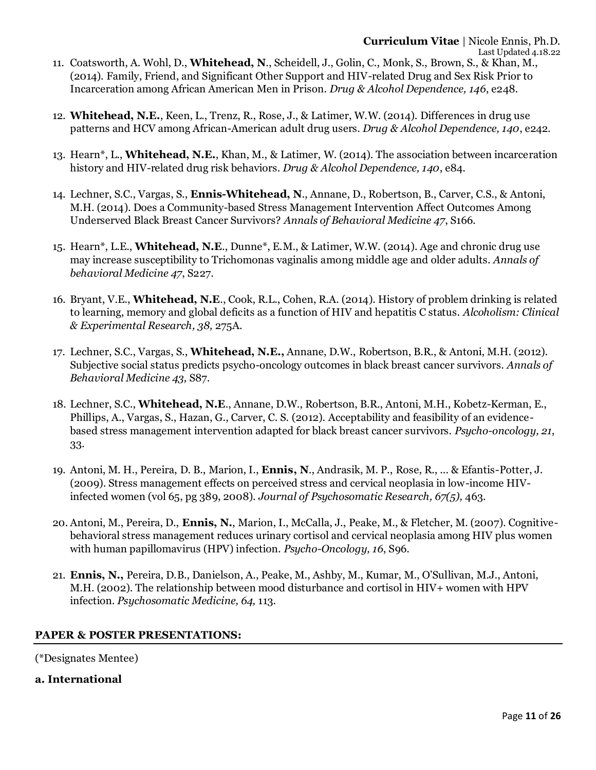11. Coatsworth, A. Wohl, D., **Whitehead, N**., Scheidell, J., Golin, C., Monk, S., Brown, S., & Khan, M., (2014). Family, Friend, and Significant Other Support and HIV-related Drug and Sex Risk Prior to Incarceration among African American Men in Prison. *Drug & Alcohol Dependence, 146*, e248.

12. **Whitehead, N.E.**, Keen, L., Trenz, R., Rose, J., & Latimer, W.W. (2014). Differences in drug use patterns and HCV among African-American adult drug users. *Drug & Alcohol Dependence, 140*, e242.

13. Hearn*, L., **Whitehead, N.E.**, Khan, M., & Latimer, W. (2014). The association between incarceration history and HIV-related drug risk behaviors. *Drug & Alcohol Dependence, 140*, e84.

14. Lechner, S.C., Vargas, S., **Ennis-Whitehead, N**., Annane, D., Robertson, B., Carver, C.S., & Antoni, M.H. (2014). Does a Community-based Stress Management Intervention Affect Outcomes Among Underserved Black Breast Cancer Survivors? *Annals of Behavioral Medicine 47*, S166.

15. Hearn*, L.E., **Whitehead, N.E**., Dunne*, E.M., & Latimer, W.W. (2014). Age and chronic drug use may increase susceptibility to Trichomonas vaginalis among middle age and older adults. *Annals of behavioral Medicine 47*, S227.

16. Bryant, V.E., **Whitehead, N.E**., Cook, R.L., Cohen, R.A. (2014). History of problem drinking is related to learning, memory and global deficits as a function of HIV and hepatitis C status. *Alcoholism: Clinical & Experimental Research, 38,* 275A.

17. Lechner, S.C., Vargas, S., **Whitehead, N.E.,** Annane, D.W., Robertson, B.R., & Antoni, M.H. (2012). Subjective social status predicts psycho-oncology outcomes in black breast cancer survivors. *Annals of Behavioral Medicine 43,* S87.

18. Lechner, S.C., **Whitehead, N.E**., Annane, D.W., Robertson, B.R., Antoni, M.H., Kobetz-Kerman, E., Phillips, A., Vargas, S., Hazan, G., Carver, C. S. (2012). Acceptability and feasibility of an evidence-based stress management intervention adapted for black breast cancer survivors. *Psycho-oncology, 21*, 33.

19. Antoni, M. H., Pereira, D. B., Marion, I., **Ennis, N**., Andrasik, M. P., Rose, R., ... & Efantis-Potter, J. (2009). Stress management effects on perceived stress and cervical neoplasia in low-income HIV-infected women (vol 65, pg 389, 2008). *Journal of Psychosomatic Research, 67(5),* 463.

20. Antoni, M., Pereira, D., **Ennis, N.**, Marion, I., McCalla, J., Peake, M., & Fletcher, M. (2007). Cognitive-behavioral stress management reduces urinary cortisol and cervical neoplasia among HIV plus women with human papillomavirus (HPV) infection. *Psycho-Oncology, 16*, S96.

21. **Ennis, N.,** Pereira, D.B., Danielson, A., Peake, M., Ashby, M., Kumar, M., O'Sullivan, M.J., Antoni, M.H. (2002). The relationship between mood disturbance and cortisol in HIV+ women with HPV infection. *Psychosomatic Medicine, 64,* 113.

## PAPER & POSTER PRESENTATIONS:

(*Designates Mentee)

### a. International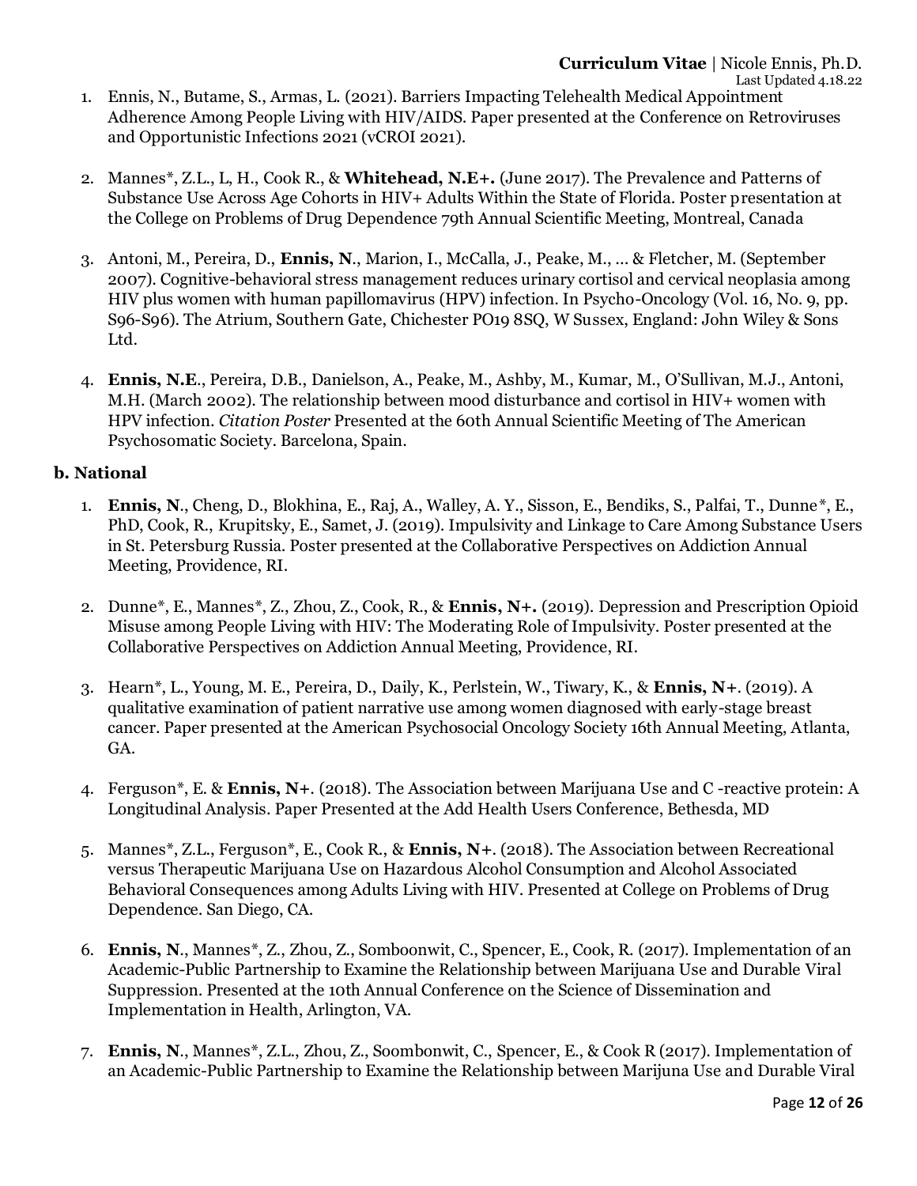1. Ennis, N., Butame, S., Armas, L. (2021). Barriers Impacting Telehealth Medical Appointment Adherence Among People Living with HIV/AIDS. Paper presented at the Conference on Retroviruses and Opportunistic Infections 2021 (vCROI 2021).

2. Mannes*, Z.L., L, H., Cook R., & **Whitehead, N.E+.** (June 2017). The Prevalence and Patterns of Substance Use Across Age Cohorts in HIV+ Adults Within the State of Florida. Poster presentation at the College on Problems of Drug Dependence 79th Annual Scientific Meeting, Montreal, Canada

3. Antoni, M., Pereira, D., **Ennis, N**., Marion, I., McCalla, J., Peake, M., ... & Fletcher, M. (September 2007). Cognitive-behavioral stress management reduces urinary cortisol and cervical neoplasia among HIV plus women with human papillomavirus (HPV) infection. In Psycho-Oncology (Vol. 16, No. 9, pp. S96-S96). The Atrium, Southern Gate, Chichester PO19 8SQ, W Sussex, England: John Wiley & Sons Ltd.

4. **Ennis, N.E**., Pereira, D.B., Danielson, A., Peake, M., Ashby, M., Kumar, M., O'Sullivan, M.J., Antoni, M.H. (March 2002). The relationship between mood disturbance and cortisol in HIV+ women with HPV infection. *Citation Poster* Presented at the 60th Annual Scientific Meeting of The American Psychosomatic Society. Barcelona, Spain.

**b. National**

1. **Ennis, N**., Cheng, D., Blokhina, E., Raj, A., Walley, A. Y., Sisson, E., Bendiks, S., Palfai, T., Dunne*, E., PhD, Cook, R., Krupitsky, E., Samet, J. (2019). Impulsivity and Linkage to Care Among Substance Users in St. Petersburg Russia. Poster presented at the Collaborative Perspectives on Addiction Annual Meeting, Providence, RI.

2. Dunne*, E., Mannes*, Z., Zhou, Z., Cook, R., & **Ennis, N+.** (2019). Depression and Prescription Opioid Misuse among People Living with HIV: The Moderating Role of Impulsivity. Poster presented at the Collaborative Perspectives on Addiction Annual Meeting, Providence, RI.

3. Hearn*, L., Young, M. E., Pereira, D., Daily, K., Perlstein, W., Tiwary, K., & **Ennis, N+**. (2019). A qualitative examination of patient narrative use among women diagnosed with early-stage breast cancer. Paper presented at the American Psychosocial Oncology Society 16th Annual Meeting, Atlanta, GA.

4. Ferguson*, E. & **Ennis, N+**. (2018). The Association between Marijuana Use and C -reactive protein: A Longitudinal Analysis. Paper Presented at the Add Health Users Conference, Bethesda, MD

5. Mannes*, Z.L., Ferguson*, E., Cook R., & **Ennis, N+**. (2018). The Association between Recreational versus Therapeutic Marijuana Use on Hazardous Alcohol Consumption and Alcohol Associated Behavioral Consequences among Adults Living with HIV. Presented at College on Problems of Drug Dependence. San Diego, CA.

6. **Ennis, N**., Mannes*, Z., Zhou, Z., Somboonwit, C., Spencer, E., Cook, R. (2017). Implementation of an Academic-Public Partnership to Examine the Relationship between Marijuana Use and Durable Viral Suppression. Presented at the 10th Annual Conference on the Science of Dissemination and Implementation in Health, Arlington, VA.

7. **Ennis, N**., Mannes*, Z.L., Zhou, Z., Soombonwit, C., Spencer, E., & Cook R (2017). Implementation of an Academic-Public Partnership to Examine the Relationship between Marijuna Use and Durable Viral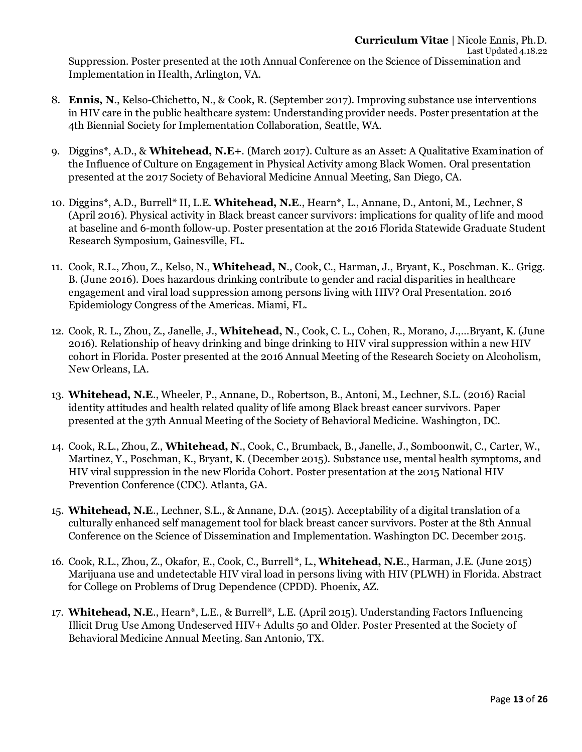Suppression. Poster presented at the 10th Annual Conference on the Science of Dissemination and Implementation in Health, Arlington, VA.

8. **Ennis, N**., Kelso-Chichetto, N., & Cook, R. (September 2017). Improving substance use interventions in HIV care in the public healthcare system: Understanding provider needs. Poster presentation at the 4th Biennial Society for Implementation Collaboration, Seattle, WA.

9. Diggins*, A.D., & **Whitehead, N.E+**. (March 2017). Culture as an Asset: A Qualitative Examination of the Influence of Culture on Engagement in Physical Activity among Black Women. Oral presentation presented at the 2017 Society of Behavioral Medicine Annual Meeting, San Diego, CA.

10. Diggins*, A.D., Burrell* II, L.E. **Whitehead, N.E**., Hearn*, L., Annane, D., Antoni, M., Lechner, S (April 2016). Physical activity in Black breast cancer survivors: implications for quality of life and mood at baseline and 6-month follow-up. Poster presentation at the 2016 Florida Statewide Graduate Student Research Symposium, Gainesville, FL.

11. Cook, R.L., Zhou, Z., Kelso, N., **Whitehead, N**., Cook, C., Harman, J., Bryant, K., Poschman. K.. Grigg. B. (June 2016). Does hazardous drinking contribute to gender and racial disparities in healthcare engagement and viral load suppression among persons living with HIV? Oral Presentation. 2016 Epidemiology Congress of the Americas. Miami, FL.

12. Cook, R. L., Zhou, Z., Janelle, J., **Whitehead, N**., Cook, C. L., Cohen, R., Morano, J.,…Bryant, K. (June 2016). Relationship of heavy drinking and binge drinking to HIV viral suppression within a new HIV cohort in Florida. Poster presented at the 2016 Annual Meeting of the Research Society on Alcoholism, New Orleans, LA.

13. **Whitehead, N.E**., Wheeler, P., Annane, D., Robertson, B., Antoni, M., Lechner, S.L. (2016) Racial identity attitudes and health related quality of life among Black breast cancer survivors. Paper presented at the 37th Annual Meeting of the Society of Behavioral Medicine. Washington, DC.

14. Cook, R.L., Zhou, Z., **Whitehead, N**., Cook, C., Brumback, B., Janelle, J., Somboonwit, C., Carter, W., Martinez, Y., Poschman, K., Bryant, K. (December 2015). Substance use, mental health symptoms, and HIV viral suppression in the new Florida Cohort. Poster presentation at the 2015 National HIV Prevention Conference (CDC). Atlanta, GA.

15. **Whitehead, N.E**., Lechner, S.L., & Annane, D.A. (2015). Acceptability of a digital translation of a culturally enhanced self management tool for black breast cancer survivors. Poster at the 8th Annual Conference on the Science of Dissemination and Implementation. Washington DC. December 2015.

16. Cook, R.L., Zhou, Z., Okafor, E., Cook, C., Burrell*, L., **Whitehead, N.E**., Harman, J.E. (June 2015) Marijuana use and undetectable HIV viral load in persons living with HIV (PLWH) in Florida. Abstract for College on Problems of Drug Dependence (CPDD). Phoenix, AZ.

17. **Whitehead, N.E**., Hearn*, L.E., & Burrell*, L.E. (April 2015). Understanding Factors Influencing Illicit Drug Use Among Undeserved HIV+ Adults 50 and Older. Poster Presented at the Society of Behavioral Medicine Annual Meeting. San Antonio, TX.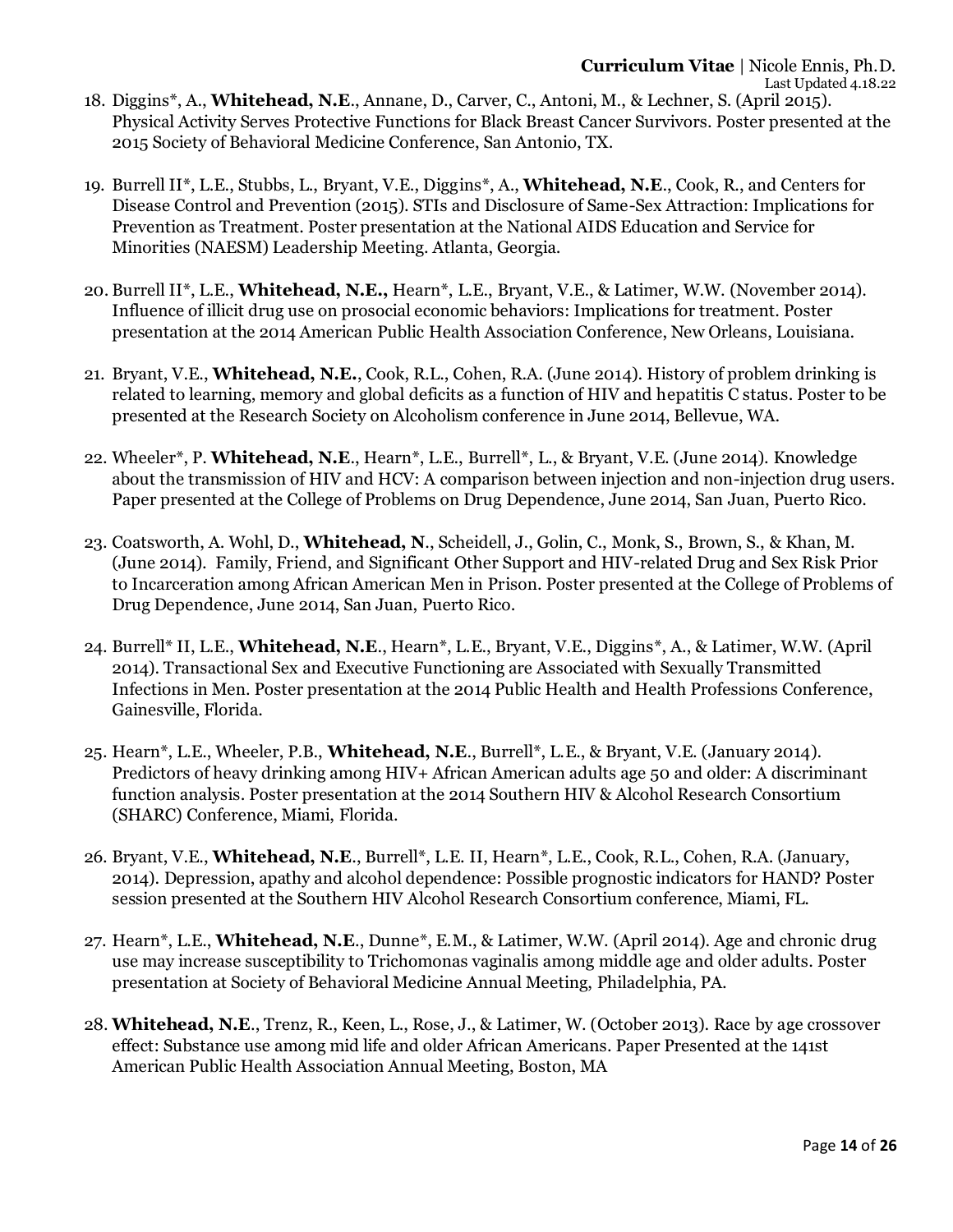18. Diggins*, A., **Whitehead, N.E**., Annane, D., Carver, C., Antoni, M., & Lechner, S. (April 2015). Physical Activity Serves Protective Functions for Black Breast Cancer Survivors. Poster presented at the 2015 Society of Behavioral Medicine Conference, San Antonio, TX.

19. Burrell II*, L.E., Stubbs, L., Bryant, V.E., Diggins*, A., **Whitehead, N.E**., Cook, R., and Centers for Disease Control and Prevention (2015). STIs and Disclosure of Same-Sex Attraction: Implications for Prevention as Treatment. Poster presentation at the National AIDS Education and Service for Minorities (NAESM) Leadership Meeting. Atlanta, Georgia.

20. Burrell II*, L.E., **Whitehead, N.E.,** Hearn*, L.E., Bryant, V.E., & Latimer, W.W. (November 2014). Influence of illicit drug use on prosocial economic behaviors: Implications for treatment. Poster presentation at the 2014 American Public Health Association Conference, New Orleans, Louisiana.

21. Bryant, V.E., **Whitehead, N.E.**, Cook, R.L., Cohen, R.A. (June 2014). History of problem drinking is related to learning, memory and global deficits as a function of HIV and hepatitis C status. Poster to be presented at the Research Society on Alcoholism conference in June 2014, Bellevue, WA.

22. Wheeler*, P. **Whitehead, N.E**., Hearn*, L.E., Burrell*, L., & Bryant, V.E. (June 2014). Knowledge about the transmission of HIV and HCV: A comparison between injection and non-injection drug users. Paper presented at the College of Problems on Drug Dependence, June 2014, San Juan, Puerto Rico.

23. Coatsworth, A. Wohl, D., **Whitehead, N**., Scheidell, J., Golin, C., Monk, S., Brown, S., & Khan, M. (June 2014). Family, Friend, and Significant Other Support and HIV-related Drug and Sex Risk Prior to Incarceration among African American Men in Prison. Poster presented at the College of Problems of Drug Dependence, June 2014, San Juan, Puerto Rico.

24. Burrell* II, L.E., **Whitehead, N.E**., Hearn*, L.E., Bryant, V.E., Diggins*, A., & Latimer, W.W. (April 2014). Transactional Sex and Executive Functioning are Associated with Sexually Transmitted Infections in Men. Poster presentation at the 2014 Public Health and Health Professions Conference, Gainesville, Florida.

25. Hearn*, L.E., Wheeler, P.B., **Whitehead, N.E**., Burrell*, L.E., & Bryant, V.E (January 2014). Predictors of heavy drinking among HIV+ African American adults age 50 and older: A discriminant function analysis. Poster presentation at the 2014 Southern HIV & Alcohol Research Consortium (SHARC) Conference, Miami, Florida.

26. Bryant, V.E., **Whitehead, N.E**., Burrell*, L.E. II, Hearn*, L.E., Cook, R.L., Cohen, R.A. (January, 2014). Depression, apathy and alcohol dependence: Possible prognostic indicators for HAND? Poster session presented at the Southern HIV Alcohol Research Consortium conference, Miami, FL.

27. Hearn*, L.E., **Whitehead, N.E**., Dunne*, E.M., & Latimer, W.W. (April 2014). Age and chronic drug use may increase susceptibility to Trichomonas vaginalis among middle age and older adults. Poster presentation at Society of Behavioral Medicine Annual Meeting, Philadelphia, PA.

28. **Whitehead, N.E**., Trenz, R., Keen, L., Rose, J., & Latimer, W. (October 2013). Race by age crossover effect: Substance use among mid life and older African Americans. Paper Presented at the 141st American Public Health Association Annual Meeting, Boston, MA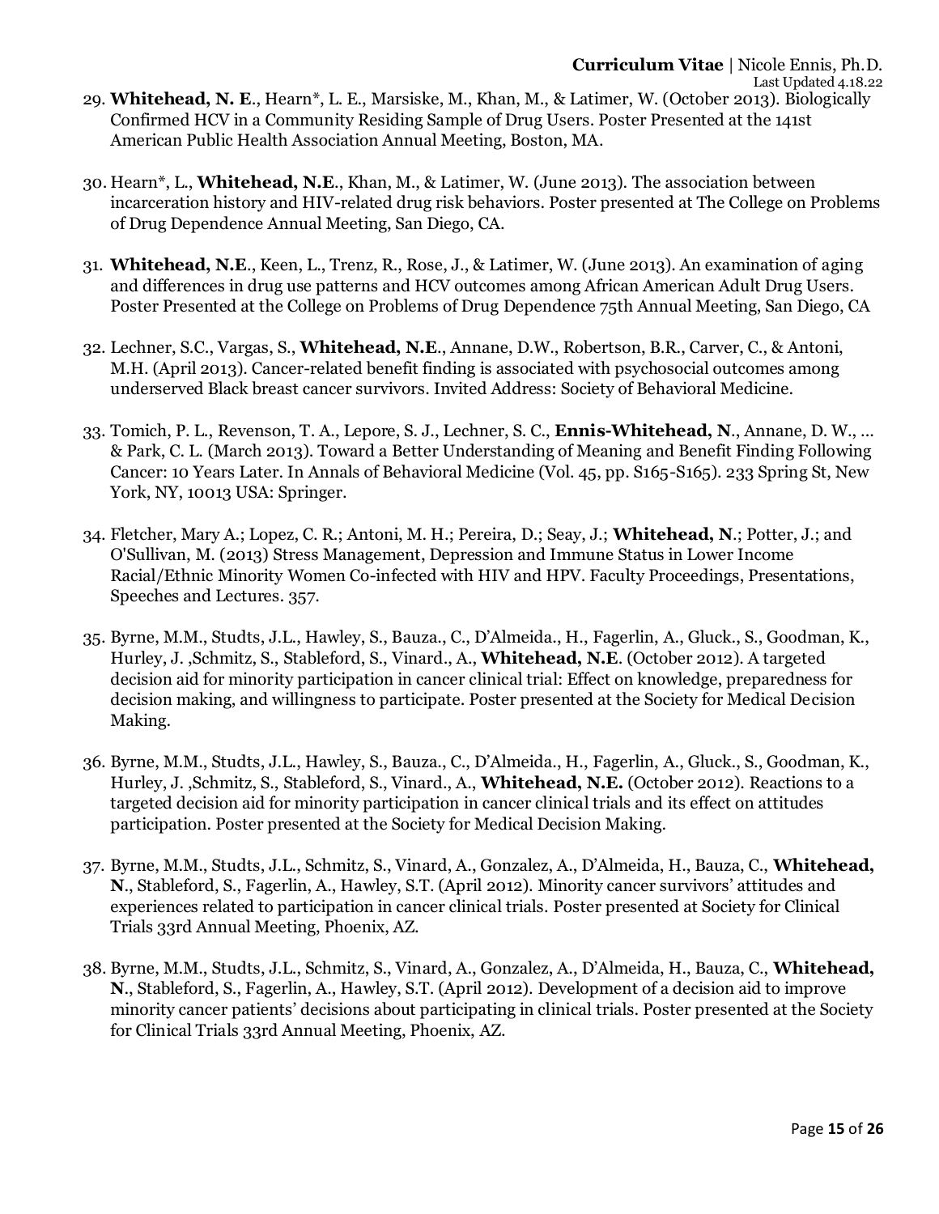29. **Whitehead, N. E**., Hearn*, L. E., Marsiske, M., Khan, M., & Latimer, W. (October 2013). Biologically Confirmed HCV in a Community Residing Sample of Drug Users. Poster Presented at the 141st American Public Health Association Annual Meeting, Boston, MA.

30. Hearn*, L., **Whitehead, N.E**., Khan, M., & Latimer, W. (June 2013). The association between incarceration history and HIV-related drug risk behaviors. Poster presented at The College on Problems of Drug Dependence Annual Meeting, San Diego, CA.

31. **Whitehead, N.E**., Keen, L., Trenz, R., Rose, J., & Latimer, W. (June 2013). An examination of aging and differences in drug use patterns and HCV outcomes among African American Adult Drug Users. Poster Presented at the College on Problems of Drug Dependence 75th Annual Meeting, San Diego, CA

32. Lechner, S.C., Vargas, S., **Whitehead, N.E**., Annane, D.W., Robertson, B.R., Carver, C., & Antoni, M.H. (April 2013). Cancer-related benefit finding is associated with psychosocial outcomes among underserved Black breast cancer survivors. Invited Address: Society of Behavioral Medicine.

33. Tomich, P. L., Revenson, T. A., Lepore, S. J., Lechner, S. C., **Ennis-Whitehead, N**., Annane, D. W., ... & Park, C. L. (March 2013). Toward a Better Understanding of Meaning and Benefit Finding Following Cancer: 10 Years Later. In Annals of Behavioral Medicine (Vol. 45, pp. S165-S165). 233 Spring St, New York, NY, 10013 USA: Springer.

34. Fletcher, Mary A.; Lopez, C. R.; Antoni, M. H.; Pereira, D.; Seay, J.; **Whitehead, N**.; Potter, J.; and O'Sullivan, M. (2013) Stress Management, Depression and Immune Status in Lower Income Racial/Ethnic Minority Women Co-infected with HIV and HPV. Faculty Proceedings, Presentations, Speeches and Lectures. 357.

35. Byrne, M.M., Studts, J.L., Hawley, S., Bauza., C., D'Almeida., H., Fagerlin, A., Gluck., S., Goodman, K., Hurley, J. ,Schmitz, S., Stableford, S., Vinard., A., **Whitehead, N.E**. (October 2012). A targeted decision aid for minority participation in cancer clinical trial: Effect on knowledge, preparedness for decision making, and willingness to participate. Poster presented at the Society for Medical Decision Making.

36. Byrne, M.M., Studts, J.L., Hawley, S., Bauza., C., D'Almeida., H., Fagerlin, A., Gluck., S., Goodman, K., Hurley, J. ,Schmitz, S., Stableford, S., Vinard., A., **Whitehead, N.E.** (October 2012). Reactions to a targeted decision aid for minority participation in cancer clinical trials and its effect on attitudes participation. Poster presented at the Society for Medical Decision Making.

37. Byrne, M.M., Studts, J.L., Schmitz, S., Vinard, A., Gonzalez, A., D'Almeida, H., Bauza, C., **Whitehead, N**., Stableford, S., Fagerlin, A., Hawley, S.T. (April 2012). Minority cancer survivors' attitudes and experiences related to participation in cancer clinical trials. Poster presented at Society for Clinical Trials 33rd Annual Meeting, Phoenix, AZ.

38. Byrne, M.M., Studts, J.L., Schmitz, S., Vinard, A., Gonzalez, A., D'Almeida, H., Bauza, C., **Whitehead, N**., Stableford, S., Fagerlin, A., Hawley, S.T. (April 2012). Development of a decision aid to improve minority cancer patients' decisions about participating in clinical trials. Poster presented at the Society for Clinical Trials 33rd Annual Meeting, Phoenix, AZ.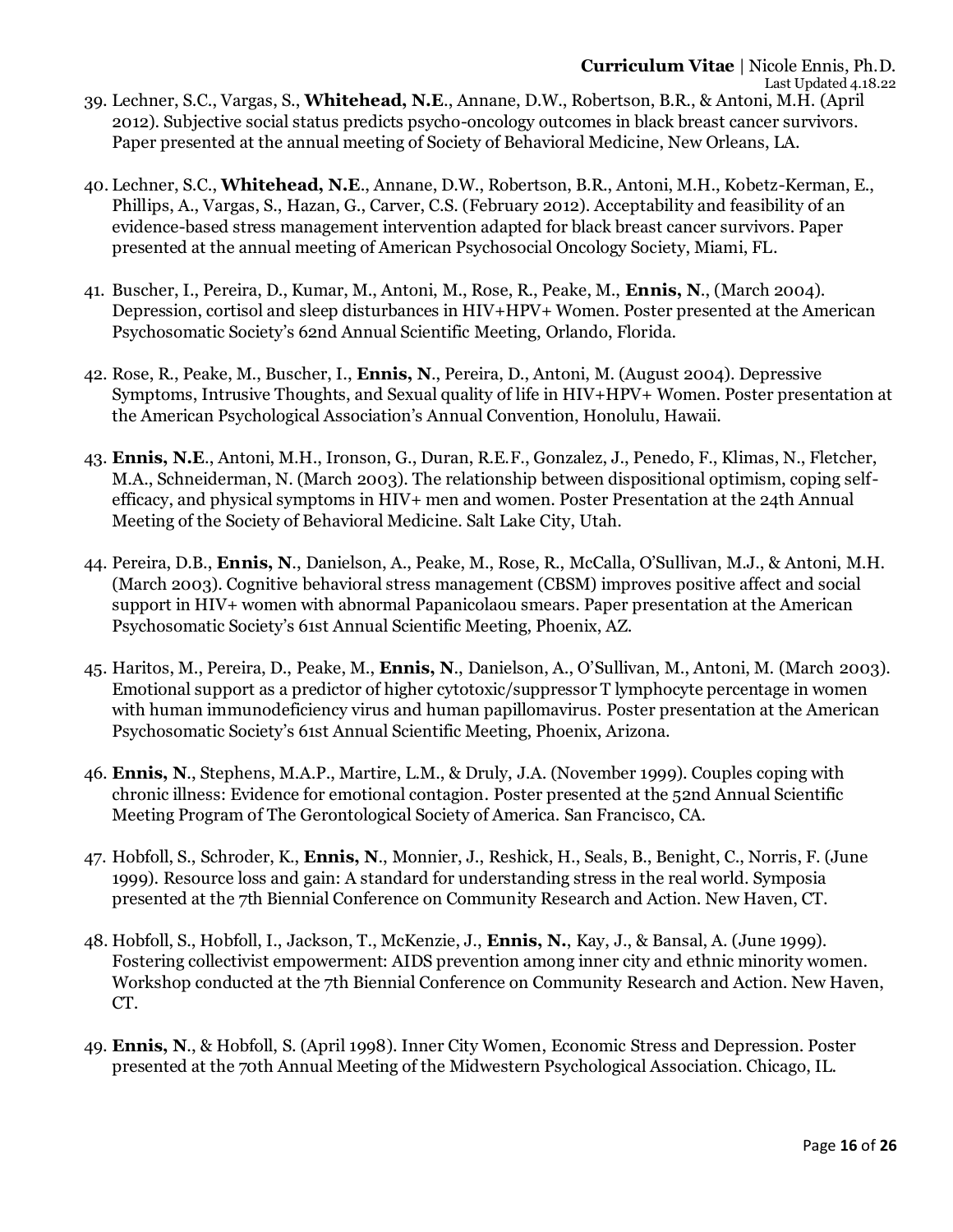39. Lechner, S.C., Vargas, S., **Whitehead, N.E**., Annane, D.W., Robertson, B.R., & Antoni, M.H. (April 2012). Subjective social status predicts psycho-oncology outcomes in black breast cancer survivors. Paper presented at the annual meeting of Society of Behavioral Medicine, New Orleans, LA.

40. Lechner, S.C., **Whitehead, N.E**., Annane, D.W., Robertson, B.R., Antoni, M.H., Kobetz-Kerman, E., Phillips, A., Vargas, S., Hazan, G., Carver, C.S. (February 2012). Acceptability and feasibility of an evidence-based stress management intervention adapted for black breast cancer survivors. Paper presented at the annual meeting of American Psychosocial Oncology Society, Miami, FL.

41. Buscher, I., Pereira, D., Kumar, M., Antoni, M., Rose, R., Peake, M., **Ennis, N**., (March 2004). Depression, cortisol and sleep disturbances in HIV+HPV+ Women. Poster presented at the American Psychosomatic Society's 62nd Annual Scientific Meeting, Orlando, Florida.

42. Rose, R., Peake, M., Buscher, I., **Ennis, N**., Pereira, D., Antoni, M. (August 2004). Depressive Symptoms, Intrusive Thoughts, and Sexual quality of life in HIV+HPV+ Women. Poster presentation at the American Psychological Association's Annual Convention, Honolulu, Hawaii.

43. **Ennis, N.E**., Antoni, M.H., Ironson, G., Duran, R.E.F., Gonzalez, J., Penedo, F., Klimas, N., Fletcher, M.A., Schneiderman, N. (March 2003). The relationship between dispositional optimism, coping self-efficacy, and physical symptoms in HIV+ men and women. Poster Presentation at the 24th Annual Meeting of the Society of Behavioral Medicine. Salt Lake City, Utah.

44. Pereira, D.B., **Ennis, N**., Danielson, A., Peake, M., Rose, R., McCalla, O'Sullivan, M.J., & Antoni, M.H. (March 2003). Cognitive behavioral stress management (CBSM) improves positive affect and social support in HIV+ women with abnormal Papanicolaou smears. Paper presentation at the American Psychosomatic Society's 61st Annual Scientific Meeting, Phoenix, AZ.

45. Haritos, M., Pereira, D., Peake, M., **Ennis, N**., Danielson, A., O'Sullivan, M., Antoni, M. (March 2003). Emotional support as a predictor of higher cytotoxic/suppressor T lymphocyte percentage in women with human immunodeficiency virus and human papillomavirus. Poster presentation at the American Psychosomatic Society's 61st Annual Scientific Meeting, Phoenix, Arizona.

46. **Ennis, N**., Stephens, M.A.P., Martire, L.M., & Druly, J.A. (November 1999). Couples coping with chronic illness: Evidence for emotional contagion. Poster presented at the 52nd Annual Scientific Meeting Program of The Gerontological Society of America. San Francisco, CA.

47. Hobfoll, S., Schroder, K., **Ennis, N**., Monnier, J., Reshick, H., Seals, B., Benight, C., Norris, F. (June 1999). Resource loss and gain: A standard for understanding stress in the real world. Symposia presented at the 7th Biennial Conference on Community Research and Action. New Haven, CT.

48. Hobfoll, S., Hobfoll, I., Jackson, T., McKenzie, J., **Ennis, N.**, Kay, J., & Bansal, A. (June 1999). Fostering collectivist empowerment: AIDS prevention among inner city and ethnic minority women. Workshop conducted at the 7th Biennial Conference on Community Research and Action. New Haven, CT.

49. **Ennis, N**., & Hobfoll, S. (April 1998). Inner City Women, Economic Stress and Depression. Poster presented at the 70th Annual Meeting of the Midwestern Psychological Association. Chicago, IL.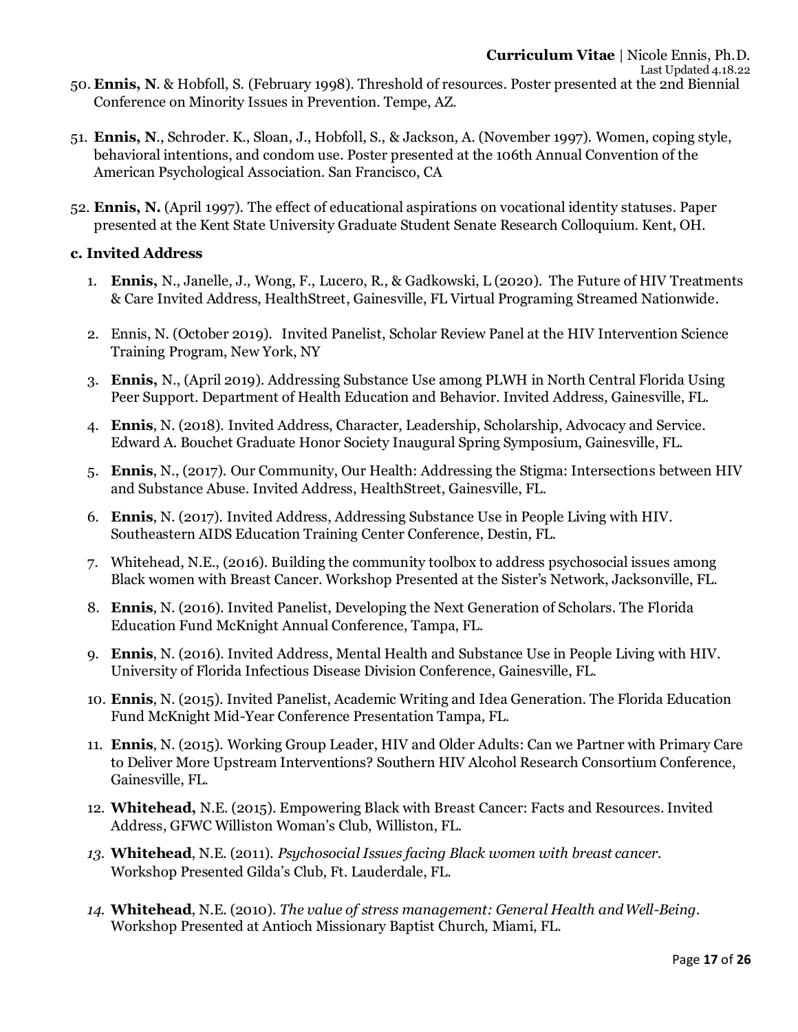50. **Ennis, N**. & Hobfoll, S. (February 1998). Threshold of resources. Poster presented at the 2nd Biennial Conference on Minority Issues in Prevention. Tempe, AZ.

51. **Ennis, N**., Schroder. K., Sloan, J., Hobfoll, S., & Jackson, A. (November 1997). Women, coping style, behavioral intentions, and condom use. Poster presented at the 106th Annual Convention of the American Psychological Association. San Francisco, CA

52. **Ennis, N.** (April 1997). The effect of educational aspirations on vocational identity statuses. Paper presented at the Kent State University Graduate Student Senate Research Colloquium. Kent, OH.

**c. Invited Address**

1. **Ennis,** N., Janelle, J., Wong, F., Lucero, R., & Gadkowski, L (2020). The Future of HIV Treatments & Care Invited Address, HealthStreet, Gainesville, FL Virtual Programing Streamed Nationwide.

2. Ennis, N. (October 2019). Invited Panelist, Scholar Review Panel at the HIV Intervention Science Training Program, New York, NY

3. **Ennis,** N., (April 2019). Addressing Substance Use among PLWH in North Central Florida Using Peer Support. Department of Health Education and Behavior. Invited Address, Gainesville, FL.

4. **Ennis**, N. (2018). Invited Address, Character, Leadership, Scholarship, Advocacy and Service. Edward A. Bouchet Graduate Honor Society Inaugural Spring Symposium, Gainesville, FL.

5. **Ennis**, N., (2017). Our Community, Our Health: Addressing the Stigma: Intersections between HIV and Substance Abuse. Invited Address, HealthStreet, Gainesville, FL.

6. **Ennis**, N. (2017). Invited Address, Addressing Substance Use in People Living with HIV. Southeastern AIDS Education Training Center Conference, Destin, FL.

7. Whitehead, N.E., (2016). Building the community toolbox to address psychosocial issues among Black women with Breast Cancer. Workshop Presented at the Sister's Network, Jacksonville, FL.

8. **Ennis**, N. (2016). Invited Panelist, Developing the Next Generation of Scholars. The Florida Education Fund McKnight Annual Conference, Tampa, FL.

9. **Ennis**, N. (2016). Invited Address, Mental Health and Substance Use in People Living with HIV. University of Florida Infectious Disease Division Conference, Gainesville, FL.

10. **Ennis**, N. (2015). Invited Panelist, Academic Writing and Idea Generation. The Florida Education Fund McKnight Mid-Year Conference Presentation Tampa, FL.

11. **Ennis**, N. (2015). Working Group Leader, HIV and Older Adults: Can we Partner with Primary Care to Deliver More Upstream Interventions? Southern HIV Alcohol Research Consortium Conference, Gainesville, FL.

12. **Whitehead,** N.E. (2015). Empowering Black with Breast Cancer: Facts and Resources. Invited Address, GFWC Williston Woman's Club, Williston, FL.

13. **Whitehead**, N.E. (2011). *Psychosocial Issues facing Black women with breast cancer*. Workshop Presented Gilda's Club, Ft. Lauderdale, FL.

14. **Whitehead**, N.E. (2010). *The value of stress management: General Health and Well-Being*. Workshop Presented at Antioch Missionary Baptist Church, Miami, FL.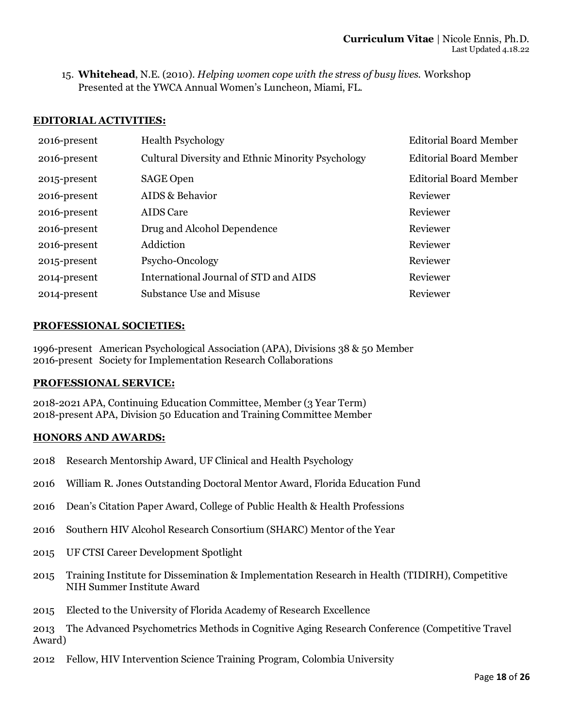15. **Whitehead**, N.E. (2010). *Helping women cope with the stress of busy lives.* Workshop Presented at the YWCA Annual Women's Luncheon, Miami, FL.

**EDITORIAL ACTIVITIES:**

| | | |
|---|---|---|
| 2016-present | Health Psychology | Editorial Board Member |
| 2016-present | Cultural Diversity and Ethnic Minority Psychology | Editorial Board Member |
| 2015-present | SAGE Open | Editorial Board Member |
| 2016-present | AIDS & Behavior | Reviewer |
| 2016-present | AIDS Care | Reviewer |
| 2016-present | Drug and Alcohol Dependence | Reviewer |
| 2016-present | Addiction | Reviewer |
| 2015-present | Psycho-Oncology | Reviewer |
| 2014-present | International Journal of STD and AIDS | Reviewer |
| 2014-present | Substance Use and Misuse | Reviewer |

**PROFESSIONAL SOCIETIES:**

1996-present American Psychological Association (APA), Divisions 38 & 50 Member
2016-present Society for Implementation Research Collaborations

**PROFESSIONAL SERVICE:**

2018-2021 APA, Continuing Education Committee, Member (3 Year Term)
2018-present APA, Division 50 Education and Training Committee Member

**HONORS AND AWARDS:**

2018 Research Mentorship Award, UF Clinical and Health Psychology

2016 William R. Jones Outstanding Doctoral Mentor Award, Florida Education Fund

2016 Dean's Citation Paper Award, College of Public Health & Health Professions

2016 Southern HIV Alcohol Research Consortium (SHARC) Mentor of the Year

2015 UF CTSI Career Development Spotlight

2015 Training Institute for Dissemination & Implementation Research in Health (TIDIRH), Competitive NIH Summer Institute Award

2015 Elected to the University of Florida Academy of Research Excellence

2013 The Advanced Psychometrics Methods in Cognitive Aging Research Conference (Competitive Travel Award)

2012 Fellow, HIV Intervention Science Training Program, Colombia University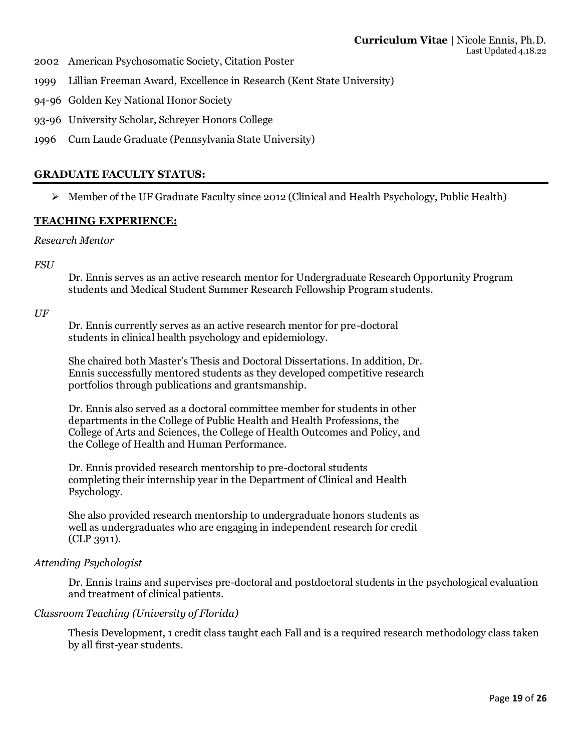2002 American Psychosomatic Society, Citation Poster

1999 Lillian Freeman Award, Excellence in Research (Kent State University)

94-96 Golden Key National Honor Society

93-96 University Scholar, Schreyer Honors College

1996 Cum Laude Graduate (Pennsylvania State University)

## GRADUATE FACULTY STATUS:

- Member of the UF Graduate Faculty since 2012 (Clinical and Health Psychology, Public Health)

## TEACHING EXPERIENCE:

*Research Mentor*

*FSU*

Dr. Ennis serves as an active research mentor for Undergraduate Research Opportunity Program students and Medical Student Summer Research Fellowship Program students.

*UF*

Dr. Ennis currently serves as an active research mentor for pre-doctoral students in clinical health psychology and epidemiology.

She chaired both Master's Thesis and Doctoral Dissertations. In addition, Dr. Ennis successfully mentored students as they developed competitive research portfolios through publications and grantsmanship.

Dr. Ennis also served as a doctoral committee member for students in other departments in the College of Public Health and Health Professions, the College of Arts and Sciences, the College of Health Outcomes and Policy, and the College of Health and Human Performance.

Dr. Ennis provided research mentorship to pre-doctoral students completing their internship year in the Department of Clinical and Health Psychology.

She also provided research mentorship to undergraduate honors students as well as undergraduates who are engaging in independent research for credit (CLP 3911).

*Attending Psychologist*

Dr. Ennis trains and supervises pre-doctoral and postdoctoral students in the psychological evaluation and treatment of clinical patients.

*Classroom Teaching (University of Florida)*

Thesis Development, 1 credit class taught each Fall and is a required research methodology class taken by all first-year students.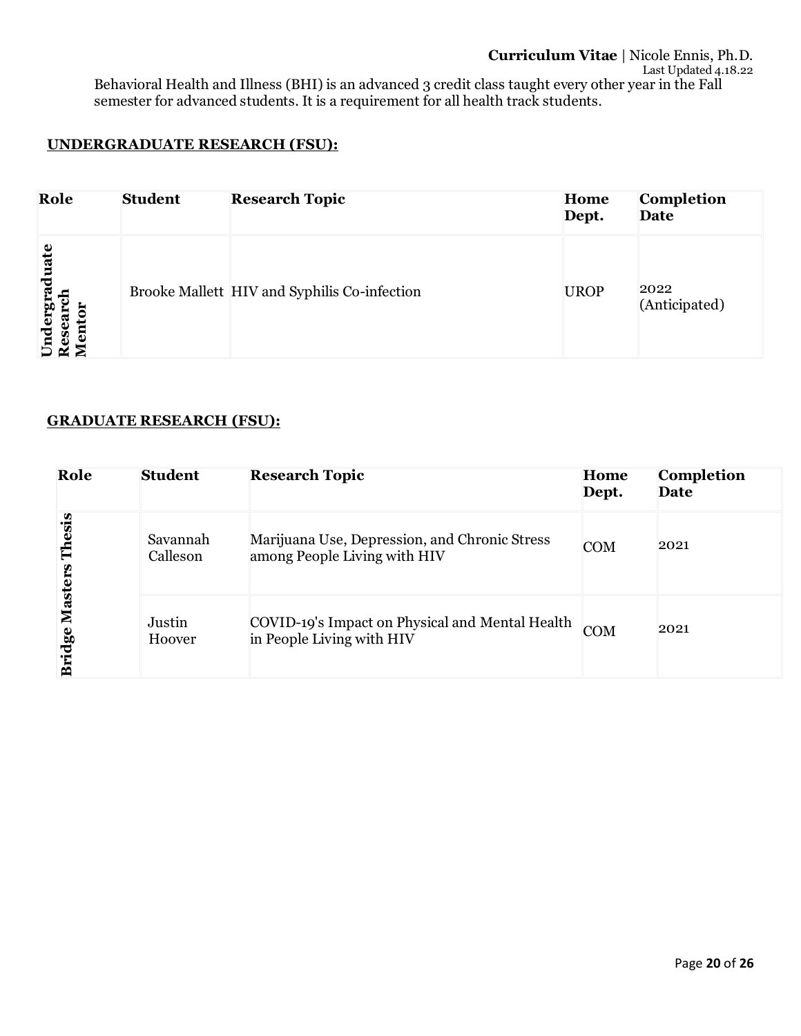Behavioral Health and Illness (BHI) is an advanced 3 credit class taught every other year in the Fall semester for advanced students. It is a requirement for all health track students.

## UNDERGRADUATE RESEARCH (FSU):

| Role | Student | Research Topic | Home Dept. | Completion Date |
|---|---|---|---|---|
| Undergraduate Research Mentor | Brooke Mallett | HIV and Syphilis Co-infection | UROP | 2022 (Anticipated) |

## GRADUATE RESEARCH (FSU):

| Role | Student | Research Topic | Home Dept. | Completion Date |
|---|---|---|---|---|
| Bridge Masters Thesis | Savannah Calleson | Marijuana Use, Depression, and Chronic Stress among People Living with HIV | COM | 2021 |
| | Justin Hoover | COVID-19's Impact on Physical and Mental Health in People Living with HIV | COM | 2021 |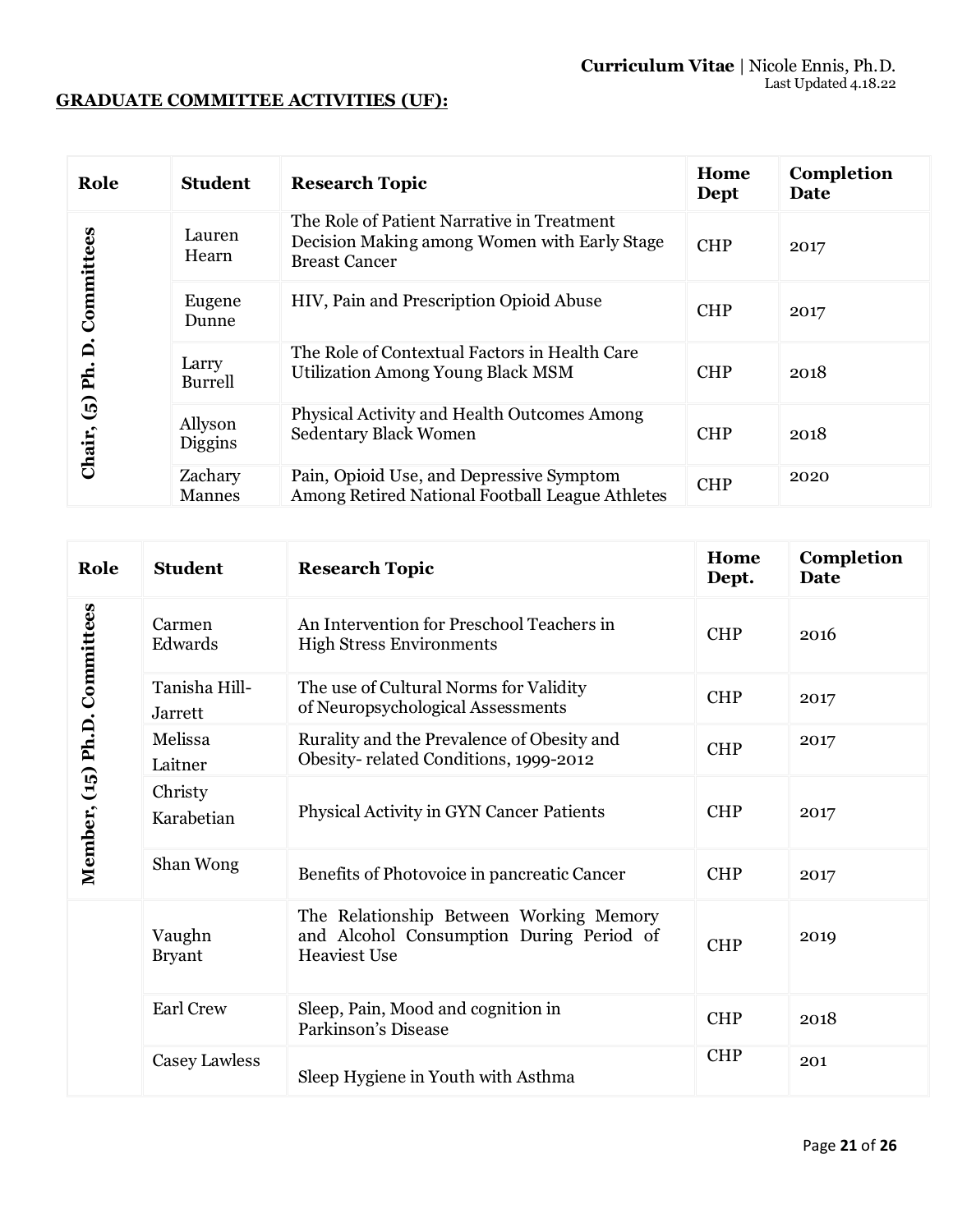## GRADUATE COMMITTEE ACTIVITIES (UF):

| Role | Student | Research Topic | Home Dept | Completion Date |
|---|---|---|---|---|
| Chair, (5) Ph. D. Committees | Lauren Hearn | The Role of Patient Narrative in Treatment Decision Making among Women with Early Stage Breast Cancer | CHP | 2017 |
| | Eugene Dunne | HIV, Pain and Prescription Opioid Abuse | CHP | 2017 |
| | Larry Burrell | The Role of Contextual Factors in Health Care Utilization Among Young Black MSM | CHP | 2018 |
| | Allyson Diggins | Physical Activity and Health Outcomes Among Sedentary Black Women | CHP | 2018 |
| | Zachary Mannes | Pain, Opioid Use, and Depressive Symptom Among Retired National Football League Athletes | CHP | 2020 |

| Role | Student | Research Topic | Home Dept. | Completion Date |
|---|---|---|---|---|
| Member, (15) Ph.D. Committees | Carmen Edwards | An Intervention for Preschool Teachers in High Stress Environments | CHP | 2016 |
| | Tanisha Hill-Jarrett | The use of Cultural Norms for Validity of Neuropsychological Assessments | CHP | 2017 |
| | Melissa Laitner | Rurality and the Prevalence of Obesity and Obesity- related Conditions, 1999-2012 | CHP | 2017 |
| | Christy Karabetian | Physical Activity in GYN Cancer Patients | CHP | 2017 |
| | Shan Wong | Benefits of Photovoice in pancreatic Cancer | CHP | 2017 |
| | Vaughn Bryant | The Relationship Between Working Memory and Alcohol Consumption During Period of Heaviest Use | CHP | 2019 |
| | Earl Crew | Sleep, Pain, Mood and cognition in Parkinson's Disease | CHP | 2018 |
| | Casey Lawless | Sleep Hygiene in Youth with Asthma | CHP | 201 |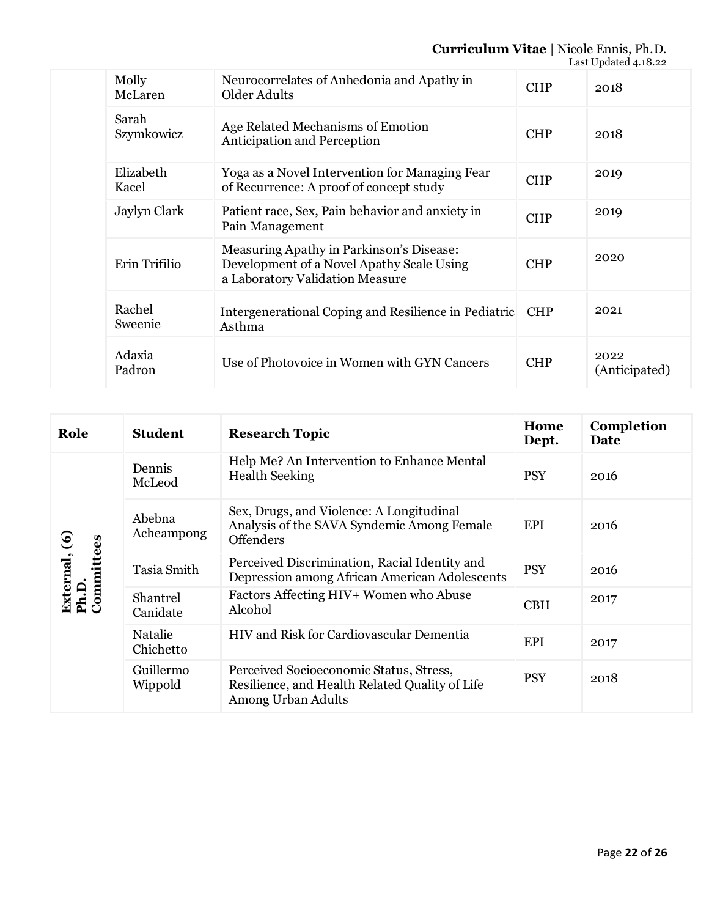| | Student | Research Topic | Home Dept. | Completion Date |
| --- | --- | --- | --- | --- |
| | Molly McLaren | Neurocorrelates of Anhedonia and Apathy in Older Adults | CHP | 2018 |
| | Sarah Szymkowicz | Age Related Mechanisms of Emotion Anticipation and Perception | CHP | 2018 |
| | Elizabeth Kacel | Yoga as a Novel Intervention for Managing Fear of Recurrence: A proof of concept study | CHP | 2019 |
| | Jaylyn Clark | Patient race, Sex, Pain behavior and anxiety in Pain Management | CHP | 2019 |
| | Erin Trifilio | Measuring Apathy in Parkinson's Disease: Development of a Novel Apathy Scale Using a Laboratory Validation Measure | CHP | 2020 |
| | Rachel Sweenie | Intergenerational Coping and Resilience in Pediatric Asthma | CHP | 2021 |
| | Adaxia Padron | Use of Photovoice in Women with GYN Cancers | CHP | 2022 (Anticipated) |

| Role | Student | Research Topic | Home Dept. | Completion Date |
| --- | --- | --- | --- | --- |
| External, (6) Ph.D. Committees | Dennis McLeod | Help Me? An Intervention to Enhance Mental Health Seeking | PSY | 2016 |
| | Abebna Acheampong | Sex, Drugs, and Violence: A Longitudinal Analysis of the SAVA Syndemic Among Female Offenders | EPI | 2016 |
| | Tasia Smith | Perceived Discrimination, Racial Identity and Depression among African American Adolescents | PSY | 2016 |
| | Shantrel Canidate | Factors Affecting HIV+ Women who Abuse Alcohol | CBH | 2017 |
| | Natalie Chichetto | HIV and Risk for Cardiovascular Dementia | EPI | 2017 |
| | Guillermo Wippold | Perceived Socioeconomic Status, Stress, Resilience, and Health Related Quality of Life Among Urban Adults | PSY | 2018 |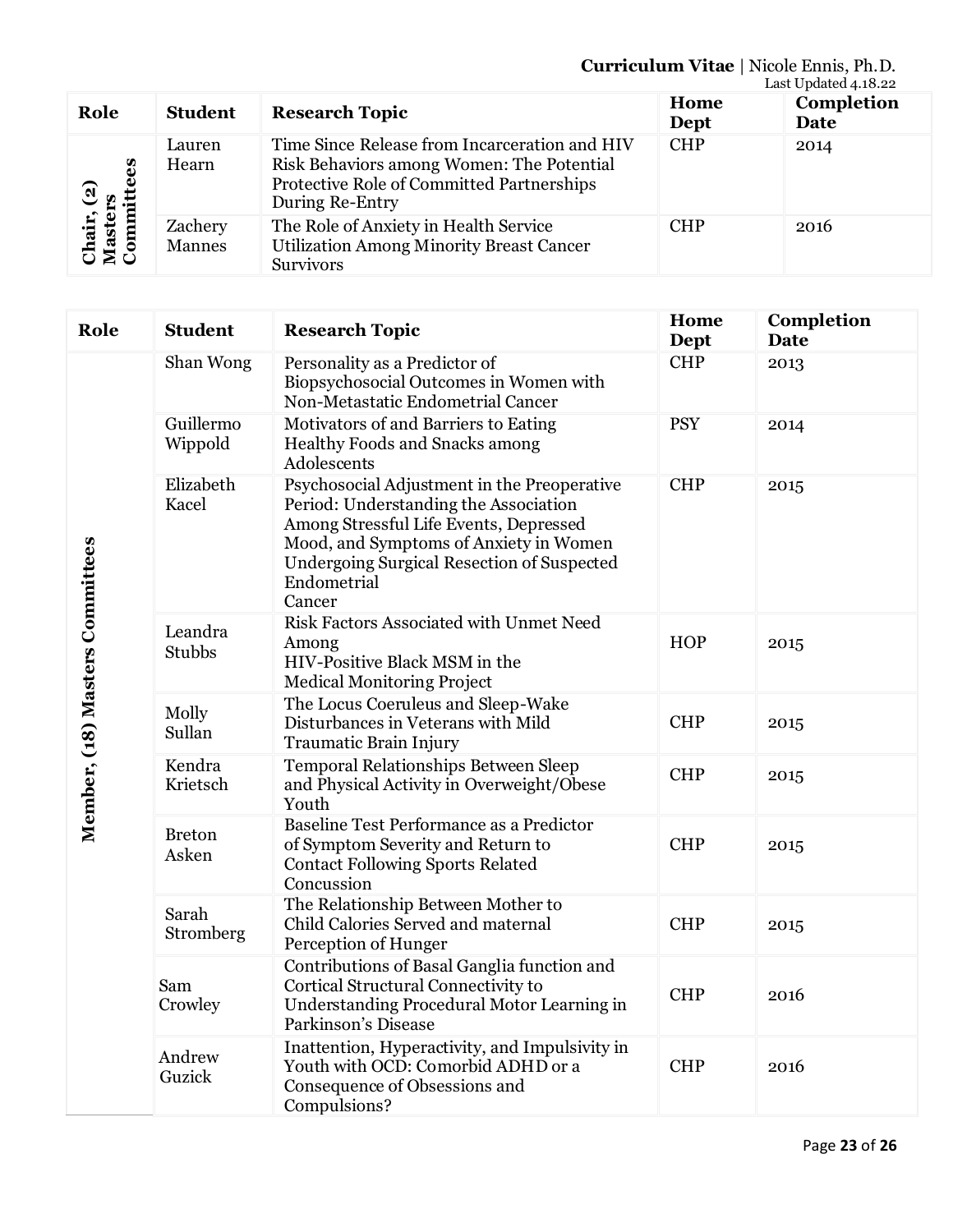| Role | Student | Research Topic | Home Dept | Completion Date |
| --- | --- | --- | --- | --- |
| Chair, (2) Masters Committees | Lauren Hearn | Time Since Release from Incarceration and HIV Risk Behaviors among Women: The Potential Protective Role of Committed Partnerships During Re-Entry | CHP | 2014 |
| | Zachery Mannes | The Role of Anxiety in Health Service Utilization Among Minority Breast Cancer Survivors | CHP | 2016 |

| Role | Student | Research Topic | Home Dept | Completion Date |
| --- | --- | --- | --- | --- |
| Member, (18) Masters Committees | Shan Wong | Personality as a Predictor of Biopsychosocial Outcomes in Women with Non-Metastatic Endometrial Cancer | CHP | 2013 |
| | Guillermo Wippold | Motivators of and Barriers to Eating Healthy Foods and Snacks among Adolescents | PSY | 2014 |
| | Elizabeth Kacel | Psychosocial Adjustment in the Preoperative Period: Understanding the Association Among Stressful Life Events, Depressed Mood, and Symptoms of Anxiety in Women Undergoing Surgical Resection of Suspected Endometrial Cancer | CHP | 2015 |
| | Leandra Stubbs | Risk Factors Associated with Unmet Need Among HIV-Positive Black MSM in the Medical Monitoring Project | HOP | 2015 |
| | Molly Sullan | The Locus Coeruleus and Sleep-Wake Disturbances in Veterans with Mild Traumatic Brain Injury | CHP | 2015 |
| | Kendra Krietsch | Temporal Relationships Between Sleep and Physical Activity in Overweight/Obese Youth | CHP | 2015 |
| | Breton Asken | Baseline Test Performance as a Predictor of Symptom Severity and Return to Contact Following Sports Related Concussion | CHP | 2015 |
| | Sarah Stromberg | The Relationship Between Mother to Child Calories Served and maternal Perception of Hunger | CHP | 2015 |
| | Sam Crowley | Contributions of Basal Ganglia function and Cortical Structural Connectivity to Understanding Procedural Motor Learning in Parkinson's Disease | CHP | 2016 |
| | Andrew Guzick | Inattention, Hyperactivity, and Impulsivity in Youth with OCD: Comorbid ADHD or a Consequence of Obsessions and Compulsions? | CHP | 2016 |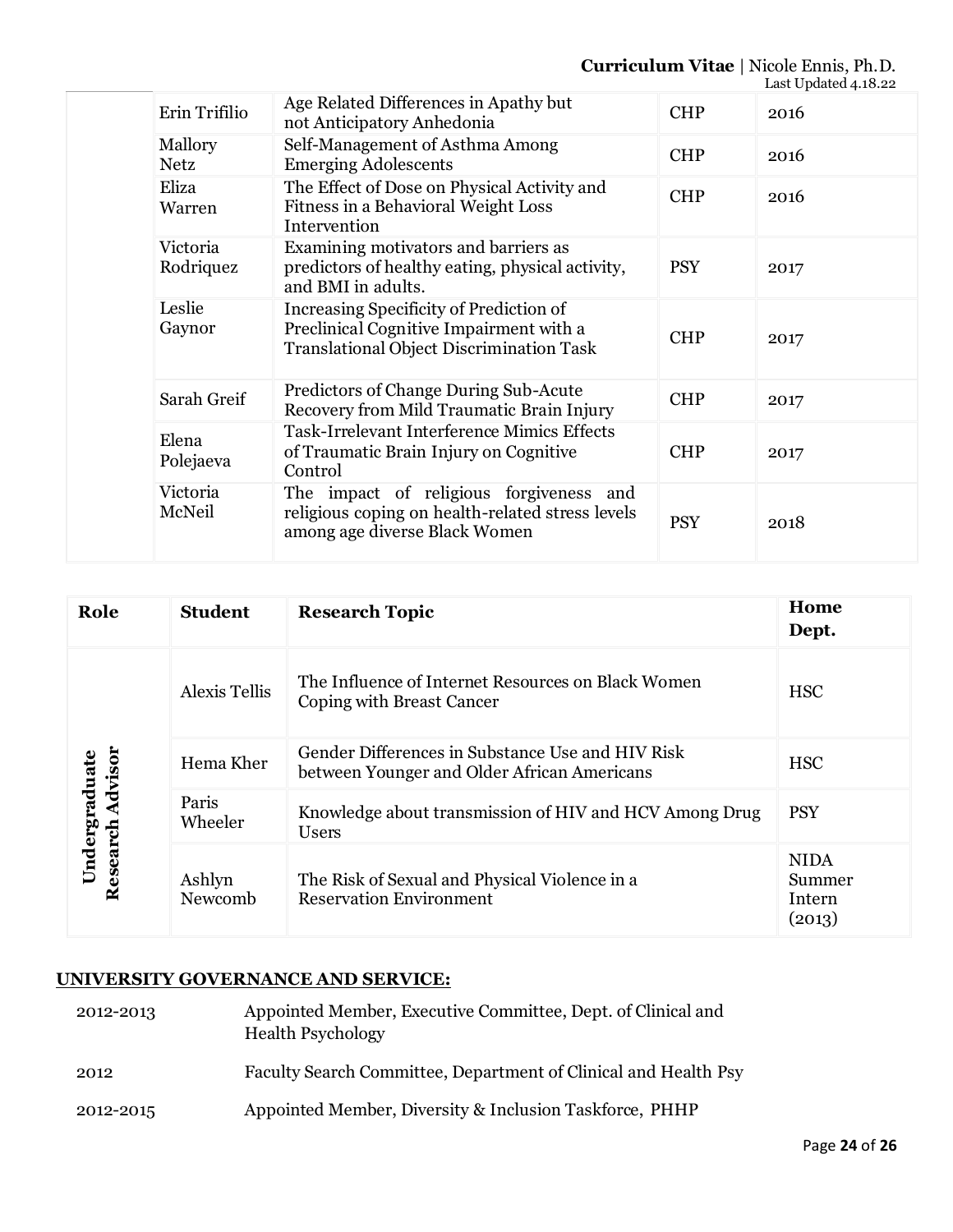| | Student | Research Topic | Home Dept. | Year |
|---|---|---|---|---|
| | Erin Trifilio | Age Related Differences in Apathy but not Anticipatory Anhedonia | CHP | 2016 |
| | Mallory Netz | Self-Management of Asthma Among Emerging Adolescents | CHP | 2016 |
| | Eliza Warren | The Effect of Dose on Physical Activity and Fitness in a Behavioral Weight Loss Intervention | CHP | 2016 |
| | Victoria Rodriquez | Examining motivators and barriers as predictors of healthy eating, physical activity, and BMI in adults. | PSY | 2017 |
| | Leslie Gaynor | Increasing Specificity of Prediction of Preclinical Cognitive Impairment with a Translational Object Discrimination Task | CHP | 2017 |
| | Sarah Greif | Predictors of Change During Sub-Acute Recovery from Mild Traumatic Brain Injury | CHP | 2017 |
| | Elena Polejaeva | Task-Irrelevant Interference Mimics Effects of Traumatic Brain Injury on Cognitive Control | CHP | 2017 |
| | Victoria McNeil | The impact of religious forgiveness and religious coping on health-related stress levels among age diverse Black Women | PSY | 2018 |

| Role | Student | Research Topic | Home Dept. |
|---|---|---|---|
| Undergraduate Research Advisor | Alexis Tellis | The Influence of Internet Resources on Black Women Coping with Breast Cancer | HSC |
| | Hema Kher | Gender Differences in Substance Use and HIV Risk between Younger and Older African Americans | HSC |
| | Paris Wheeler | Knowledge about transmission of HIV and HCV Among Drug Users | PSY |
| | Ashlyn Newcomb | The Risk of Sexual and Physical Violence in a Reservation Environment | NIDA Summer Intern (2013) |

## UNIVERSITY GOVERNANCE AND SERVICE:

| | |
|---|---|
| 2012-2013 | Appointed Member, Executive Committee, Dept. of Clinical and Health Psychology |
| 2012 | Faculty Search Committee, Department of Clinical and Health Psy |
| 2012-2015 | Appointed Member, Diversity & Inclusion Taskforce, PHHP |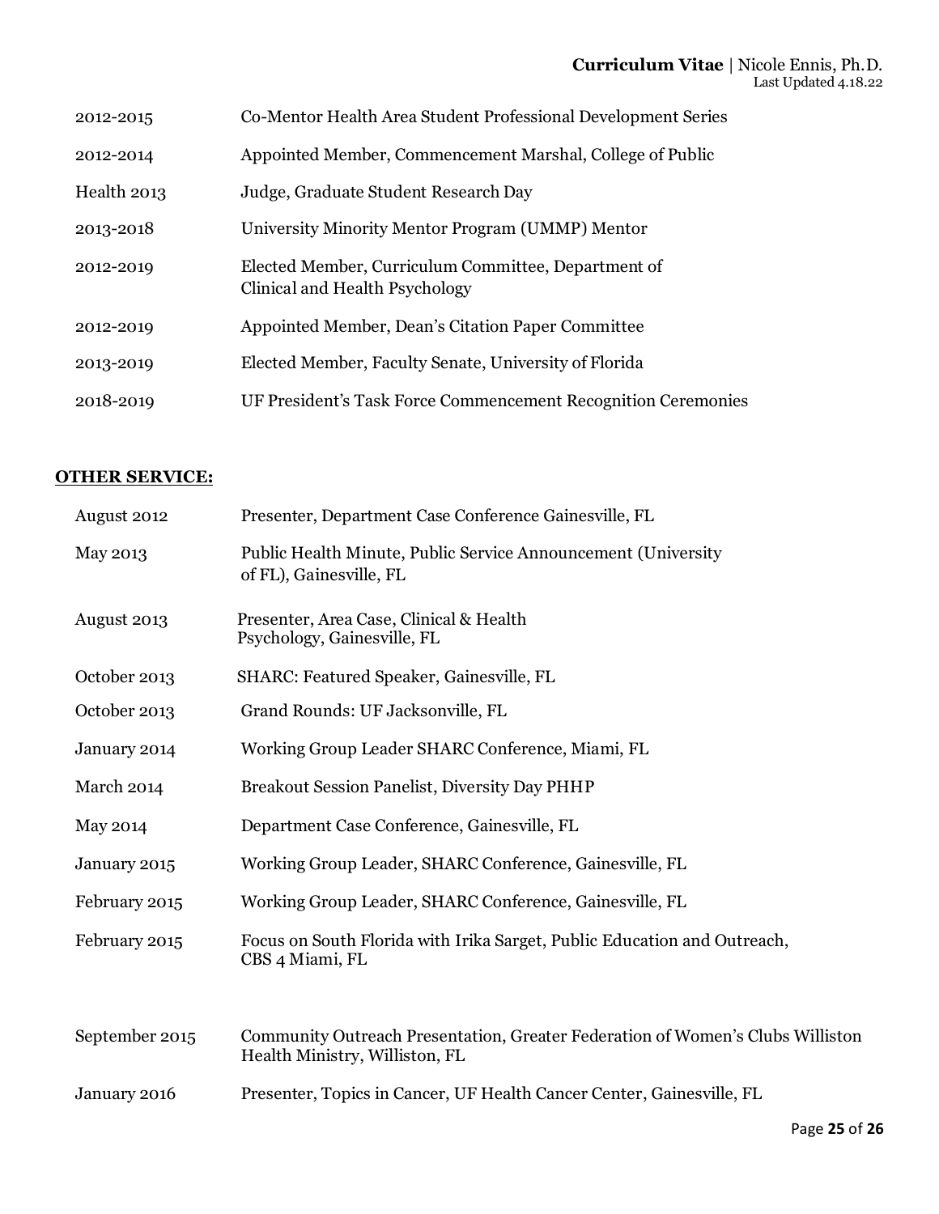| | |
|---|---|
| 2012-2015 | Co-Mentor Health Area Student Professional Development Series |
| 2012-2014 | Appointed Member, Commencement Marshal, College of Public |
| Health 2013 | Judge, Graduate Student Research Day |
| 2013-2018 | University Minority Mentor Program (UMMP) Mentor |
| 2012-2019 | Elected Member, Curriculum Committee, Department of Clinical and Health Psychology |
| 2012-2019 | Appointed Member, Dean's Citation Paper Committee |
| 2013-2019 | Elected Member, Faculty Senate, University of Florida |
| 2018-2019 | UF President's Task Force Commencement Recognition Ceremonies |

**OTHER SERVICE:**

| | |
|---|---|
| August 2012 | Presenter, Department Case Conference Gainesville, FL |
| May 2013 | Public Health Minute, Public Service Announcement (University of FL), Gainesville, FL |
| August 2013 | Presenter, Area Case, Clinical & Health Psychology, Gainesville, FL |
| October 2013 | SHARC: Featured Speaker, Gainesville, FL |
| October 2013 | Grand Rounds: UF Jacksonville, FL |
| January 2014 | Working Group Leader SHARC Conference, Miami, FL |
| March 2014 | Breakout Session Panelist, Diversity Day PHHP |
| May 2014 | Department Case Conference, Gainesville, FL |
| January 2015 | Working Group Leader, SHARC Conference, Gainesville, FL |
| February 2015 | Working Group Leader, SHARC Conference, Gainesville, FL |
| February 2015 | Focus on South Florida with Irika Sarget, Public Education and Outreach, CBS 4 Miami, FL |
| September 2015 | Community Outreach Presentation, Greater Federation of Women's Clubs Williston Health Ministry, Williston, FL |
| January 2016 | Presenter, Topics in Cancer, UF Health Cancer Center, Gainesville, FL |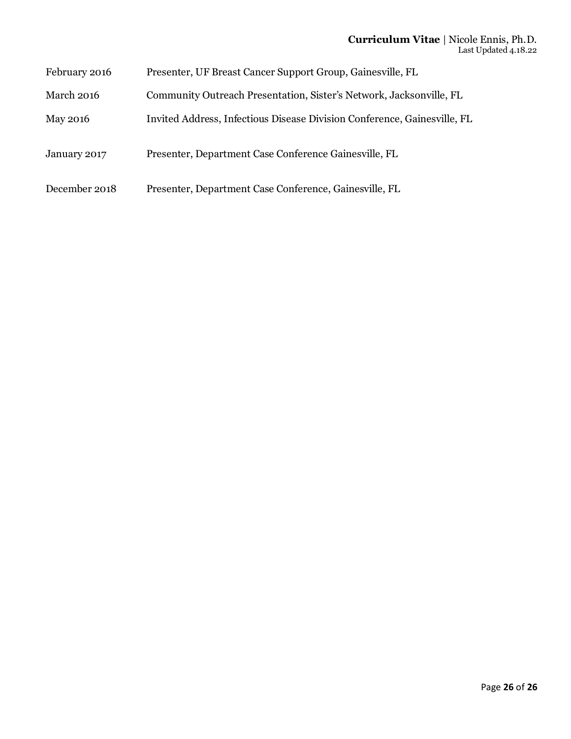| | |
|---|---|
| February 2016 | Presenter, UF Breast Cancer Support Group, Gainesville, FL |
| March 2016 | Community Outreach Presentation, Sister's Network, Jacksonville, FL |
| May 2016 | Invited Address, Infectious Disease Division Conference, Gainesville, FL |
| January 2017 | Presenter, Department Case Conference Gainesville, FL |
| December 2018 | Presenter, Department Case Conference, Gainesville, FL |